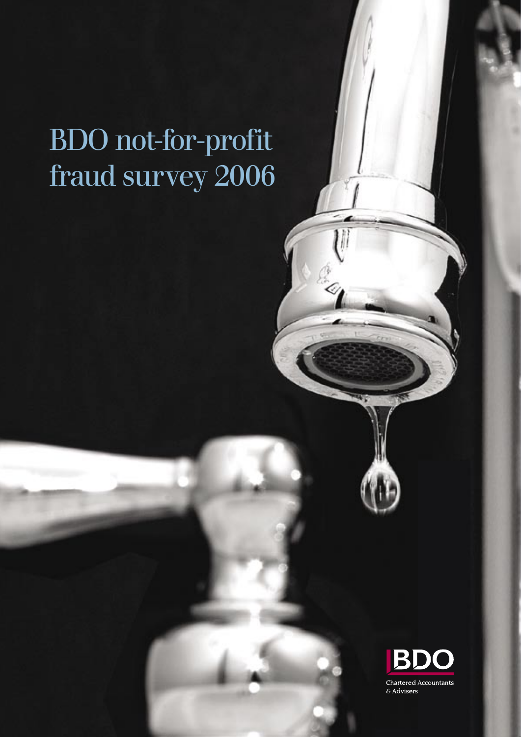# BDO not-for-profit fraud survey 2006

BDO

Chartered Accountants & Advisers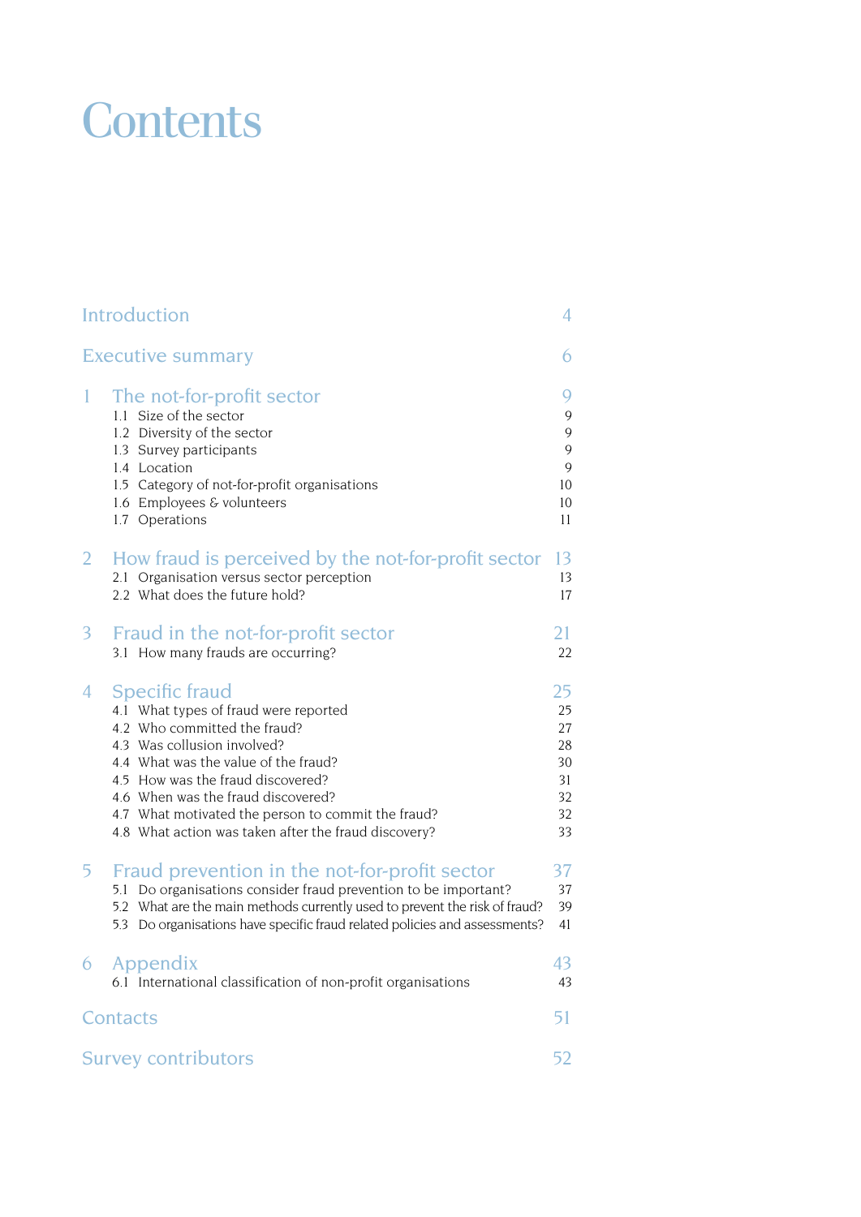# Contents

| | | |
|---|---|---|
| Introduction | | 4 |
| Executive summary | | 6 |
| 1 | The not-for-profit sector | 9 |
| | 1.1 Size of the sector | 9 |
| | 1.2 Diversity of the sector | 9 |
| | 1.3 Survey participants | 9 |
| | 1.4 Location | 9 |
| | 1.5 Category of not-for-profit organisations | 10 |
| | 1.6 Employees & volunteers | 10 |
| | 1.7 Operations | 11 |
| 2 | How fraud is perceived by the not-for-profit sector | 13 |
| | 2.1 Organisation versus sector perception | 13 |
| | 2.2 What does the future hold? | 17 |
| 3 | Fraud in the not-for-profit sector | 21 |
| | 3.1 How many frauds are occurring? | 22 |
| 4 | Specific fraud | 25 |
| | 4.1 What types of fraud were reported | 25 |
| | 4.2 Who committed the fraud? | 27 |
| | 4.3 Was collusion involved? | 28 |
| | 4.4 What was the value of the fraud? | 30 |
| | 4.5 How was the fraud discovered? | 31 |
| | 4.6 When was the fraud discovered? | 32 |
| | 4.7 What motivated the person to commit the fraud? | 32 |
| | 4.8 What action was taken after the fraud discovery? | 33 |
| 5 | Fraud prevention in the not-for-profit sector | 37 |
| | 5.1 Do organisations consider fraud prevention to be important? | 37 |
| | 5.2 What are the main methods currently used to prevent the risk of fraud? | 39 |
| | 5.3 Do organisations have specific fraud related policies and assessments? | 41 |
| 6 | Appendix | 43 |
| | 6.1 International classification of non-profit organisations | 43 |
| Contacts | | 51 |
| Survey contributors | | 52 |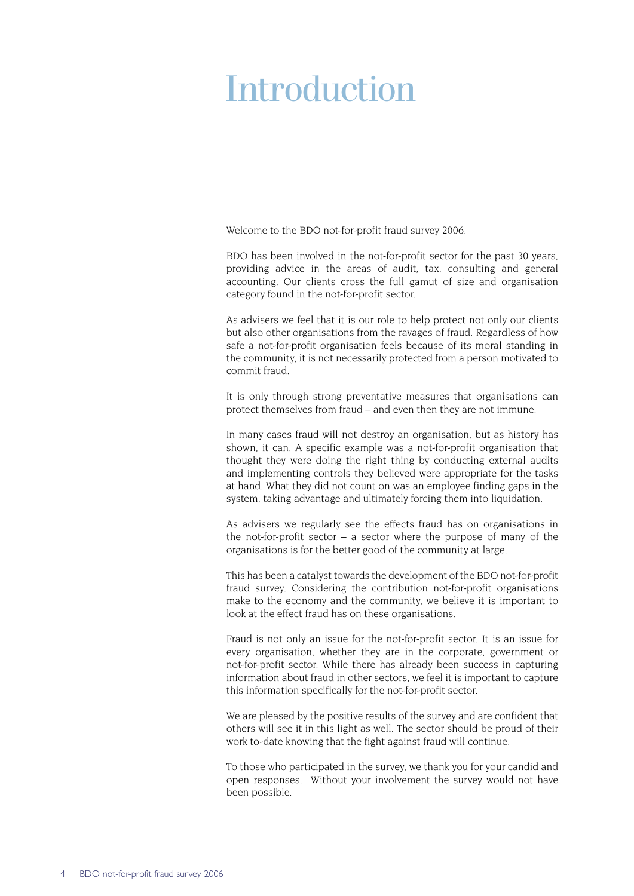# Introduction

Welcome to the BDO not-for-profit fraud survey 2006.

BDO has been involved in the not-for-profit sector for the past 30 years, providing advice in the areas of audit, tax, consulting and general accounting. Our clients cross the full gamut of size and organisation category found in the not-for-profit sector.

As advisers we feel that it is our role to help protect not only our clients but also other organisations from the ravages of fraud. Regardless of how safe a not-for-profit organisation feels because of its moral standing in the community, it is not necessarily protected from a person motivated to commit fraud.

It is only through strong preventative measures that organisations can protect themselves from fraud – and even then they are not immune.

In many cases fraud will not destroy an organisation, but as history has shown, it can. A specific example was a not-for-profit organisation that thought they were doing the right thing by conducting external audits and implementing controls they believed were appropriate for the tasks at hand. What they did not count on was an employee finding gaps in the system, taking advantage and ultimately forcing them into liquidation.

As advisers we regularly see the effects fraud has on organisations in the not-for-profit sector – a sector where the purpose of many of the organisations is for the better good of the community at large.

This has been a catalyst towards the development of the BDO not-for-profit fraud survey. Considering the contribution not-for-profit organisations make to the economy and the community, we believe it is important to look at the effect fraud has on these organisations.

Fraud is not only an issue for the not-for-profit sector. It is an issue for every organisation, whether they are in the corporate, government or not-for-profit sector. While there has already been success in capturing information about fraud in other sectors, we feel it is important to capture this information specifically for the not-for-profit sector.

We are pleased by the positive results of the survey and are confident that others will see it in this light as well. The sector should be proud of their work to-date knowing that the fight against fraud will continue.

To those who participated in the survey, we thank you for your candid and open responses. Without your involvement the survey would not have been possible.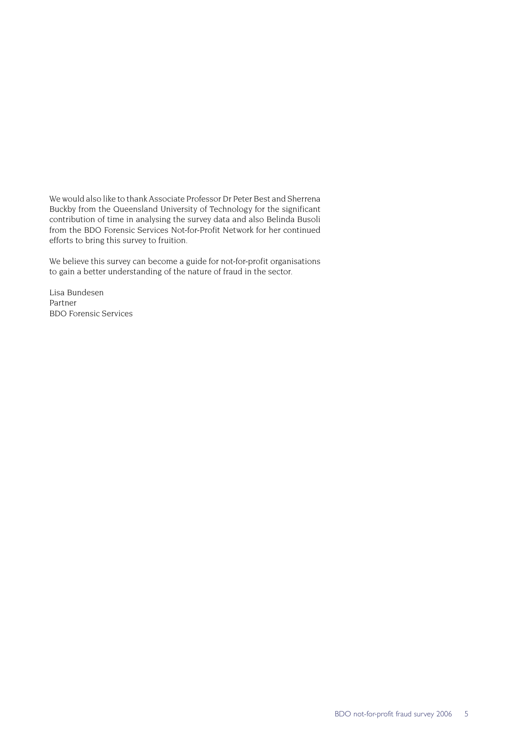We would also like to thank Associate Professor Dr Peter Best and Sherrena Buckby from the Queensland University of Technology for the significant contribution of time in analysing the survey data and also Belinda Busoli from the BDO Forensic Services Not-for-Profit Network for her continued efforts to bring this survey to fruition.

We believe this survey can become a guide for not-for-profit organisations to gain a better understanding of the nature of fraud in the sector.

Lisa Bundesen
Partner
BDO Forensic Services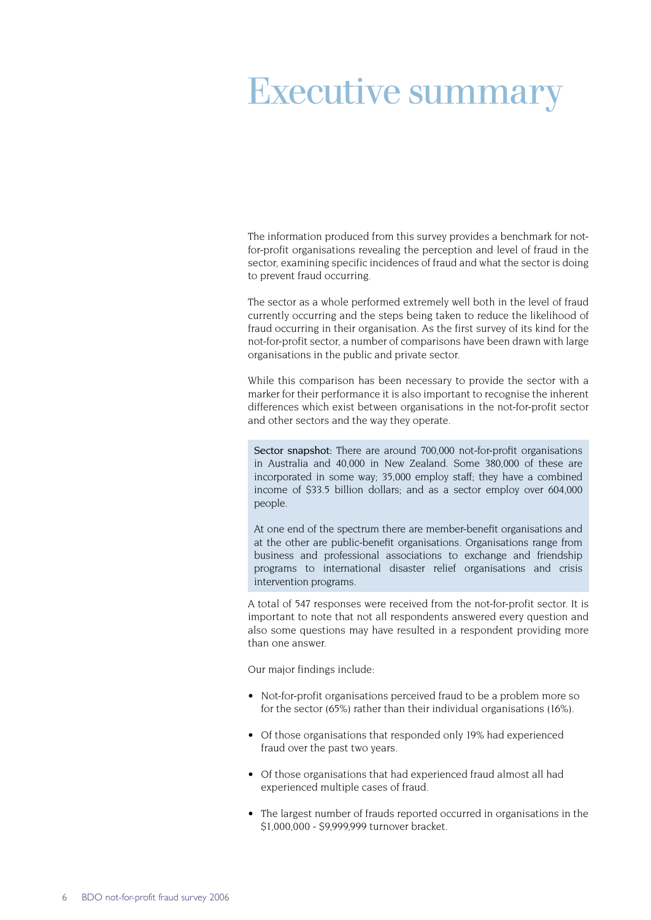# Executive summary

The information produced from this survey provides a benchmark for not-for-profit organisations revealing the perception and level of fraud in the sector, examining specific incidences of fraud and what the sector is doing to prevent fraud occurring.

The sector as a whole performed extremely well both in the level of fraud currently occurring and the steps being taken to reduce the likelihood of fraud occurring in their organisation. As the first survey of its kind for the not-for-profit sector, a number of comparisons have been drawn with large organisations in the public and private sector.

While this comparison has been necessary to provide the sector with a marker for their performance it is also important to recognise the inherent differences which exist between organisations in the not-for-profit sector and other sectors and the way they operate.

> Sector snapshot: There are around 700,000 not-for-profit organisations in Australia and 40,000 in New Zealand. Some 380,000 of these are incorporated in some way; 35,000 employ staff; they have a combined income of $33.5 billion dollars; and as a sector employ over 604,000 people.
>
> At one end of the spectrum there are member-benefit organisations and at the other are public-benefit organisations. Organisations range from business and professional associations to exchange and friendship programs to international disaster relief organisations and crisis intervention programs.

A total of 547 responses were received from the not-for-profit sector. It is important to note that not all respondents answered every question and also some questions may have resulted in a respondent providing more than one answer.

Our major findings include:

- Not-for-profit organisations perceived fraud to be a problem more so for the sector (65%) rather than their individual organisations (16%).
- Of those organisations that responded only 19% had experienced fraud over the past two years.
- Of those organisations that had experienced fraud almost all had experienced multiple cases of fraud.
- The largest number of frauds reported occurred in organisations in the $1,000,000 - $9,999,999 turnover bracket.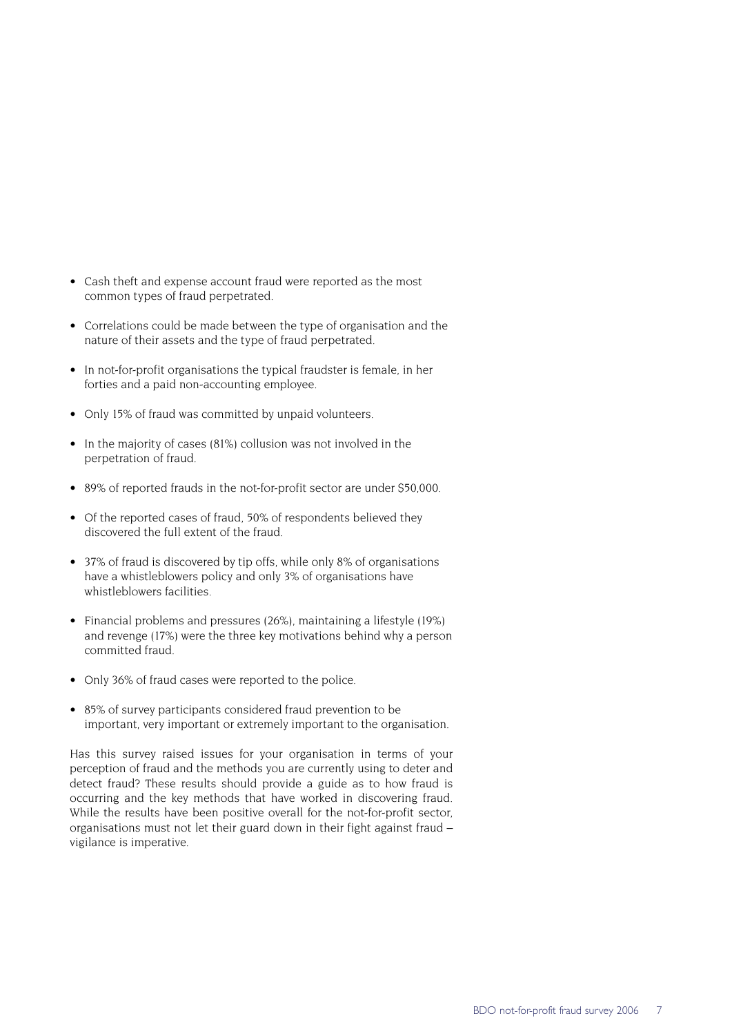- Cash theft and expense account fraud were reported as the most common types of fraud perpetrated.
- Correlations could be made between the type of organisation and the nature of their assets and the type of fraud perpetrated.
- In not-for-profit organisations the typical fraudster is female, in her forties and a paid non-accounting employee.
- Only 15% of fraud was committed by unpaid volunteers.
- In the majority of cases (81%) collusion was not involved in the perpetration of fraud.
- 89% of reported frauds in the not-for-profit sector are under $50,000.
- Of the reported cases of fraud, 50% of respondents believed they discovered the full extent of the fraud.
- 37% of fraud is discovered by tip offs, while only 8% of organisations have a whistleblowers policy and only 3% of organisations have whistleblowers facilities.
- Financial problems and pressures (26%), maintaining a lifestyle (19%) and revenge (17%) were the three key motivations behind why a person committed fraud.
- Only 36% of fraud cases were reported to the police.
- 85% of survey participants considered fraud prevention to be important, very important or extremely important to the organisation.

Has this survey raised issues for your organisation in terms of your perception of fraud and the methods you are currently using to deter and detect fraud? These results should provide a guide as to how fraud is occurring and the key methods that have worked in discovering fraud. While the results have been positive overall for the not-for-profit sector, organisations must not let their guard down in their fight against fraud – vigilance is imperative.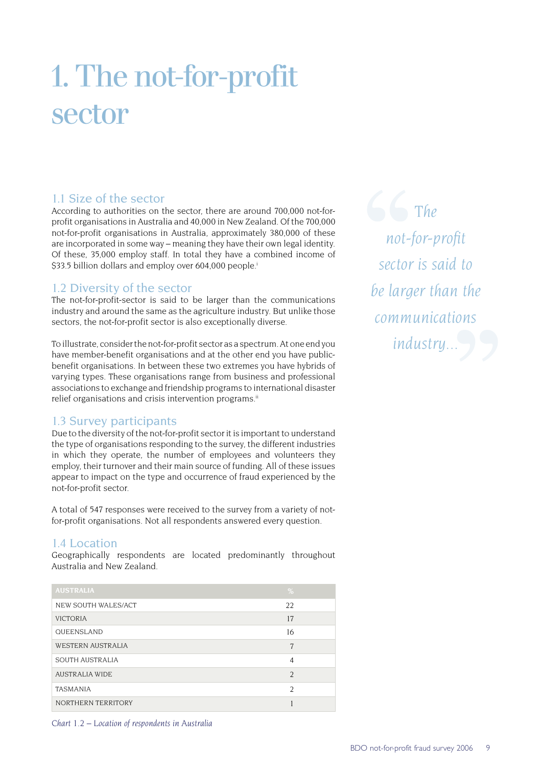# 1. The not-for-profit sector

## 1.1 Size of the sector

According to authorities on the sector, there are around 700,000 not-for-profit organisations in Australia and 40,000 in New Zealand. Of the 700,000 not-for-profit organisations in Australia, approximately 380,000 of these are incorporated in some way – meaning they have their own legal identity. Of these, 35,000 employ staff. In total they have a combined income of $33.5 billion dollars and employ over 604,000 people.[i]

## 1.2 Diversity of the sector

The not-for-profit-sector is said to be larger than the communications industry and around the same as the agriculture industry. But unlike those sectors, the not-for-profit sector is also exceptionally diverse.

To illustrate, consider the not-for-profit sector as a spectrum. At one end you have member-benefit organisations and at the other end you have public-benefit organisations. In between these two extremes you have hybrids of varying types. These organisations range from business and professional associations to exchange and friendship programs to international disaster relief organisations and crisis intervention programs.[ii]

> *"The not-for-profit sector is said to be larger than the communications industry..."*

## 1.3 Survey participants

Due to the diversity of the not-for-profit sector it is important to understand the type of organisations responding to the survey, the different industries in which they operate, the number of employees and volunteers they employ, their turnover and their main source of funding. All of these issues appear to impact on the type and occurrence of fraud experienced by the not-for-profit sector.

A total of 547 responses were received to the survey from a variety of not-for-profit organisations. Not all respondents answered every question.

## 1.4 Location

Geographically respondents are located predominantly throughout Australia and New Zealand.

| AUSTRALIA | % |
|---|---|
| NEW SOUTH WALES/ACT | 22 |
| VICTORIA | 17 |
| QUEENSLAND | 16 |
| WESTERN AUSTRALIA | 7 |
| SOUTH AUSTRALIA | 4 |
| AUSTRALIA WIDE | 2 |
| TASMANIA | 2 |
| NORTHERN TERRITORY | 1 |

*Chart 1.2 – Location of respondents in Australia*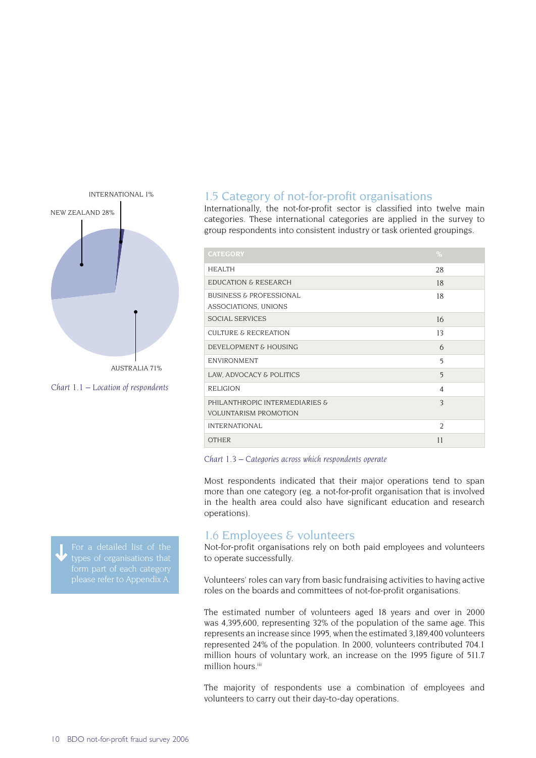INTERNATIONAL 1%

NEW ZEALAND 28%

AUSTRALIA 71%

*Chart 1.1 – Location of respondents*

## 1.5 Category of not-for-profit organisations

Internationally, the not-for-profit sector is classified into twelve main categories. These international categories are applied in the survey to group respondents into consistent industry or task oriented groupings.

| CATEGORY | % |
|---|---|
| HEALTH | 28 |
| EDUCATION & RESEARCH | 18 |
| BUSINESS & PROFESSIONAL ASSOCIATIONS, UNIONS | 18 |
| SOCIAL SERVICES | 16 |
| CULTURE & RECREATION | 13 |
| DEVELOPMENT & HOUSING | 6 |
| ENVIRONMENT | 5 |
| LAW, ADVOCACY & POLITICS | 5 |
| RELIGION | 4 |
| PHILANTHROPIC INTERMEDIARIES & VOLUNTARISM PROMOTION | 3 |
| INTERNATIONAL | 2 |
| OTHER | 11 |

*Chart 1.3 – Categories across which respondents operate*

Most respondents indicated that their major operations tend to span more than one category (eg. a not-for-profit organisation that is involved in the health area could also have significant education and research operations).

For a detailed list of the types of organisations that form part of each category please refer to Appendix A.

## 1.6 Employees & volunteers

Not-for-profit organisations rely on both paid employees and volunteers to operate successfully.

Volunteers' roles can vary from basic fundraising activities to having active roles on the boards and committees of not-for-profit organisations.

The estimated number of volunteers aged 18 years and over in 2000 was 4,395,600, representing 32% of the population of the same age. This represents an increase since 1995, when the estimated 3,189,400 volunteers represented 24% of the population. In 2000, volunteers contributed 704.1 million hours of voluntary work, an increase on the 1995 figure of 511.7 million hours.[iii]

The majority of respondents use a combination of employees and volunteers to carry out their day-to-day operations.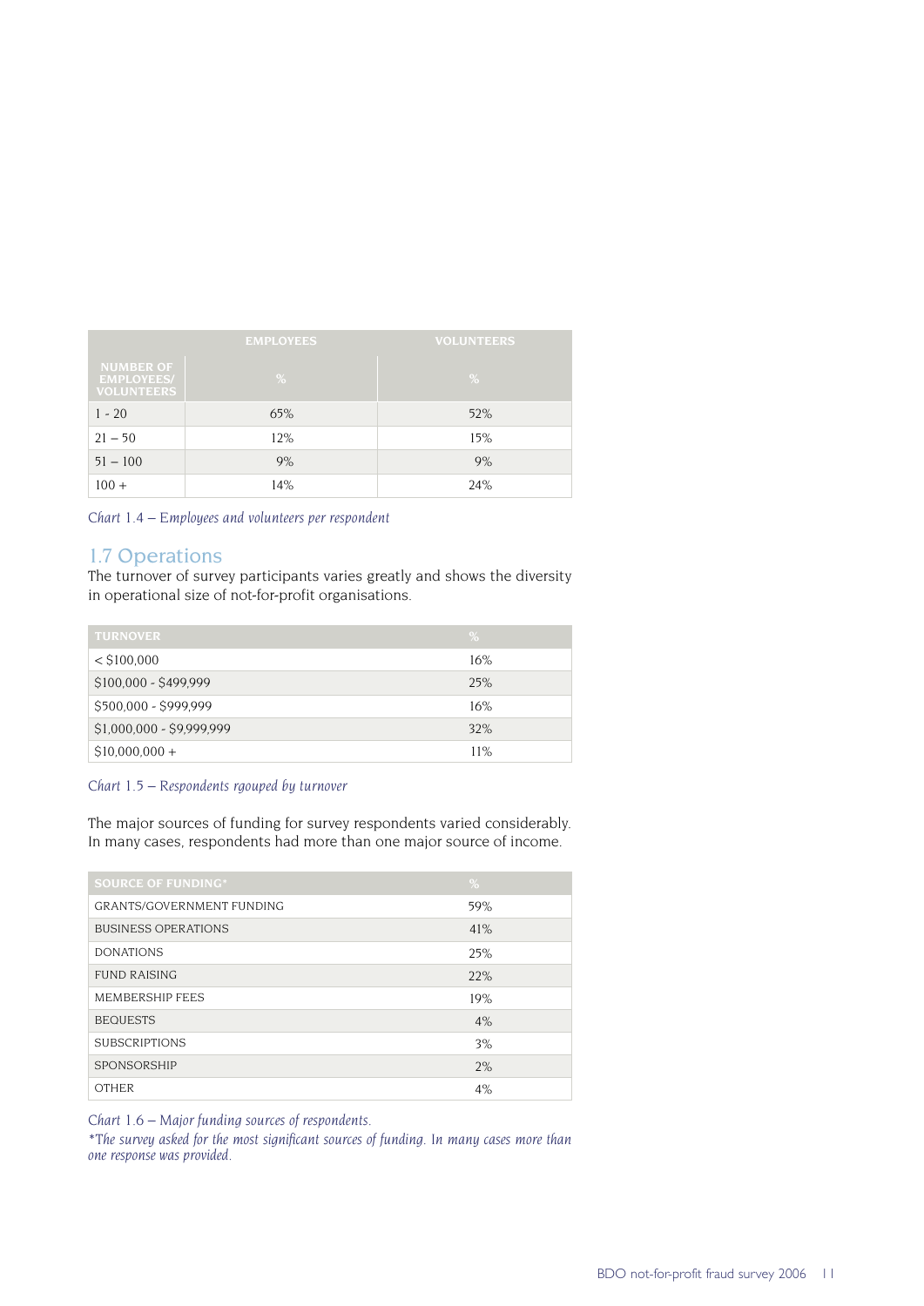| | EMPLOYEES | VOLUNTEERS |
|---|---|---|
| NUMBER OF EMPLOYEES/ VOLUNTEERS | % | % |
| 1 - 20 | 65% | 52% |
| 21 – 50 | 12% | 15% |
| 51 – 100 | 9% | 9% |
| 100 + | 14% | 24% |

*Chart 1.4 – Employees and volunteers per respondent*

## 1.7 Operations

The turnover of survey participants varies greatly and shows the diversity in operational size of not-for-profit organisations.

| TURNOVER | % |
|---|---|
| < $100,000 | 16% |
| $100,000 - $499,999 | 25% |
| $500,000 - $999,999 | 16% |
| $1,000,000 - $9,999,999 | 32% |
| $10,000,000 + | 11% |

*Chart 1.5 – Respondents rgouped by turnover*

The major sources of funding for survey respondents varied considerably. In many cases, respondents had more than one major source of income.

| SOURCE OF FUNDING* | % |
|---|---|
| GRANTS/GOVERNMENT FUNDING | 59% |
| BUSINESS OPERATIONS | 41% |
| DONATIONS | 25% |
| FUND RAISING | 22% |
| MEMBERSHIP FEES | 19% |
| BEQUESTS | 4% |
| SUBSCRIPTIONS | 3% |
| SPONSORSHIP | 2% |
| OTHER | 4% |

*Chart 1.6 – Major funding sources of respondents.*
*\*The survey asked for the most significant sources of funding. In many cases more than one response was provided.*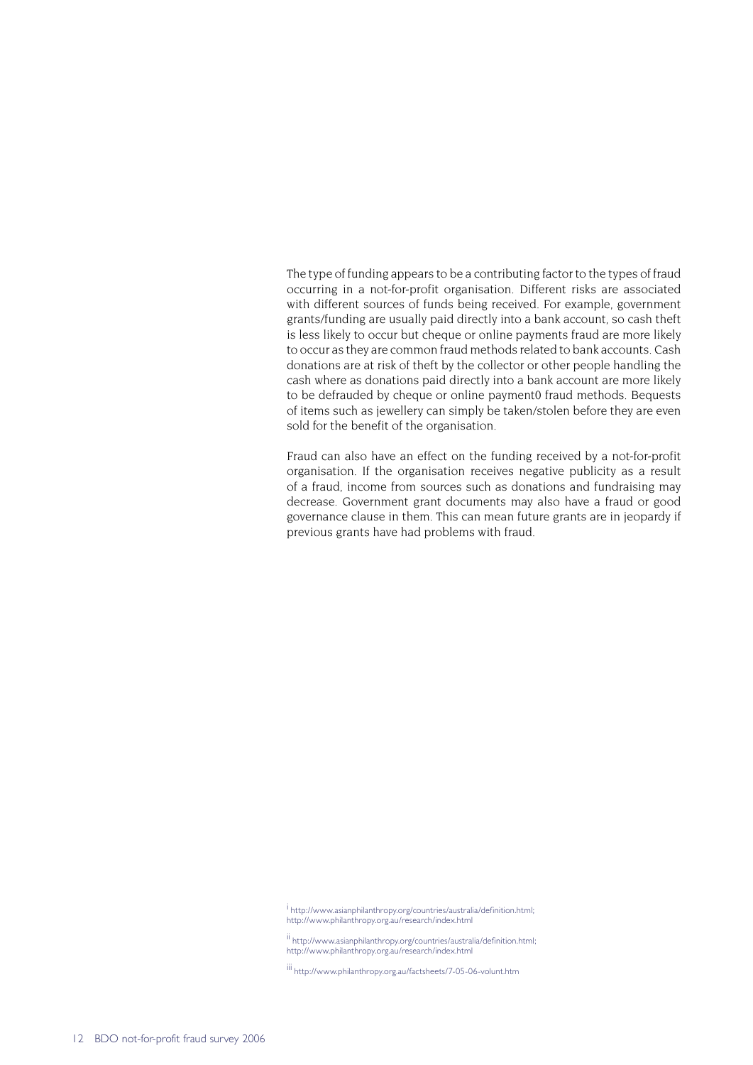The type of funding appears to be a contributing factor to the types of fraud occurring in a not-for-profit organisation. Different risks are associated with different sources of funds being received. For example, government grants/funding are usually paid directly into a bank account, so cash theft is less likely to occur but cheque or online payments fraud are more likely to occur as they are common fraud methods related to bank accounts. Cash donations are at risk of theft by the collector or other people handling the cash where as donations paid directly into a bank account are more likely to be defrauded by cheque or online payment0 fraud methods. Bequests of items such as jewellery can simply be taken/stolen before they are even sold for the benefit of the organisation.

Fraud can also have an effect on the funding received by a not-for-profit organisation. If the organisation receives negative publicity as a result of a fraud, income from sources such as donations and fundraising may decrease. Government grant documents may also have a fraud or good governance clause in them. This can mean future grants are in jeopardy if previous grants have had problems with fraud.

[i] http://www.asianphilanthropy.org/countries/australia/definition.html; http://www.philanthropy.org.au/research/index.html

[ii] http://www.asianphilanthropy.org/countries/australia/definition.html; http://www.philanthropy.org.au/research/index.html

[iii] http://www.philanthropy.org.au/factsheets/7-05-06-volunt.htm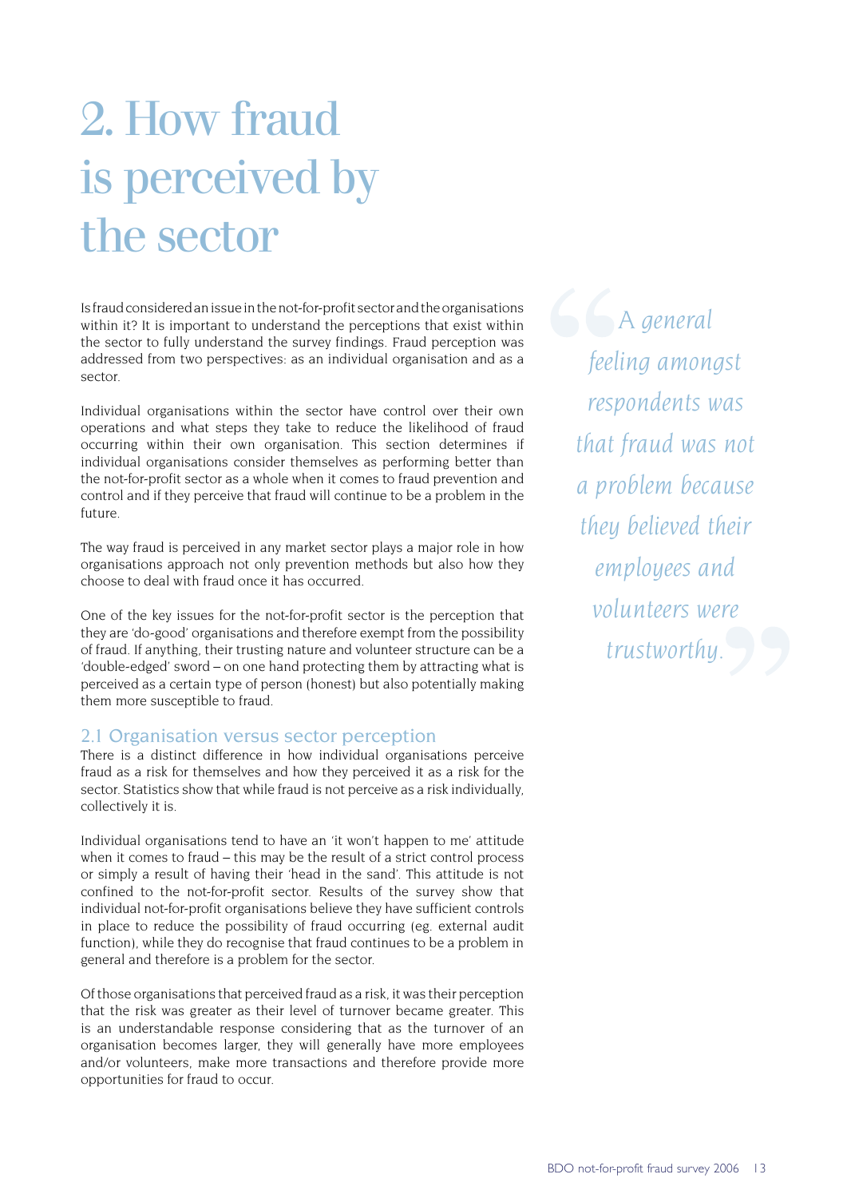# 2. How fraud is perceived by the sector

Is fraud considered an issue in the not-for-profit sector and the organisations within it? It is important to understand the perceptions that exist within the sector to fully understand the survey findings. Fraud perception was addressed from two perspectives: as an individual organisation and as a sector.

Individual organisations within the sector have control over their own operations and what steps they take to reduce the likelihood of fraud occurring within their own organisation. This section determines if individual organisations consider themselves as performing better than the not-for-profit sector as a whole when it comes to fraud prevention and control and if they perceive that fraud will continue to be a problem in the future.

The way fraud is perceived in any market sector plays a major role in how organisations approach not only prevention methods but also how they choose to deal with fraud once it has occurred.

One of the key issues for the not-for-profit sector is the perception that they are 'do-good' organisations and therefore exempt from the possibility of fraud. If anything, their trusting nature and volunteer structure can be a 'double-edged' sword – on one hand protecting them by attracting what is perceived as a certain type of person (honest) but also potentially making them more susceptible to fraud.

> *"A general feeling amongst respondents was that fraud was not a problem because they believed their employees and volunteers were trustworthy."*

## 2.1 Organisation versus sector perception

There is a distinct difference in how individual organisations perceive fraud as a risk for themselves and how they perceived it as a risk for the sector. Statistics show that while fraud is not perceive as a risk individually, collectively it is.

Individual organisations tend to have an 'it won't happen to me' attitude when it comes to fraud – this may be the result of a strict control process or simply a result of having their 'head in the sand'. This attitude is not confined to the not-for-profit sector. Results of the survey show that individual not-for-profit organisations believe they have sufficient controls in place to reduce the possibility of fraud occurring (eg. external audit function), while they do recognise that fraud continues to be a problem in general and therefore is a problem for the sector.

Of those organisations that perceived fraud as a risk, it was their perception that the risk was greater as their level of turnover became greater. This is an understandable response considering that as the turnover of an organisation becomes larger, they will generally have more employees and/or volunteers, make more transactions and therefore provide more opportunities for fraud to occur.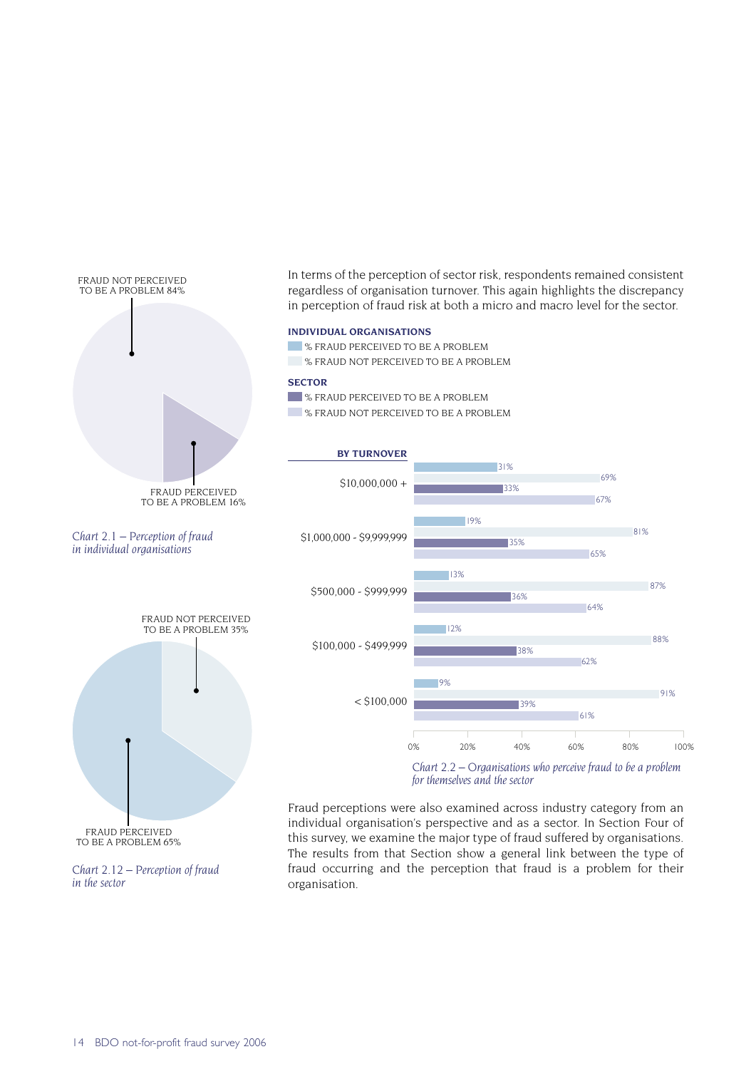FRAUD NOT PERCEIVED TO BE A PROBLEM 84%

FRAUD PERCEIVED TO BE A PROBLEM 16%

*Chart 2.1 – Perception of fraud in individual organisations*

FRAUD NOT PERCEIVED TO BE A PROBLEM 35%

FRAUD PERCEIVED TO BE A PROBLEM 65%

*Chart 2.12 – Perception of fraud in the sector*

In terms of the perception of sector risk, respondents remained consistent regardless of organisation turnover. This again highlights the discrepancy in perception of fraud risk at both a micro and macro level for the sector.

**INDIVIDUAL ORGANISATIONS**

- % FRAUD PERCEIVED TO BE A PROBLEM
- % FRAUD NOT PERCEIVED TO BE A PROBLEM

**SECTOR**

- % FRAUD PERCEIVED TO BE A PROBLEM
- % FRAUD NOT PERCEIVED TO BE A PROBLEM

**BY TURNOVER**

| Turnover | Individual: % fraud perceived to be a problem | Individual: % fraud not perceived to be a problem | Sector: % fraud perceived to be a problem | Sector: % fraud not perceived to be a problem |
|---|---|---|---|---|
| $10,000,000 + | 31% | 69% | 33% | 67% |
| $1,000,000 - $9,999,999 | 19% | 81% | 35% | 65% |
| $500,000 - $999,999 | 13% | 87% | 36% | 64% |
| $100,000 - $499,999 | 12% | 88% | 38% | 62% |
| < $100,000 | 9% | 91% | 39% | 61% |

*Chart 2.2 – Organisations who perceive fraud to be a problem for themselves and the sector*

Fraud perceptions were also examined across industry category from an individual organisation's perspective and as a sector. In Section Four of this survey, we examine the major type of fraud suffered by organisations. The results from that Section show a general link between the type of fraud occurring and the perception that fraud is a problem for their organisation.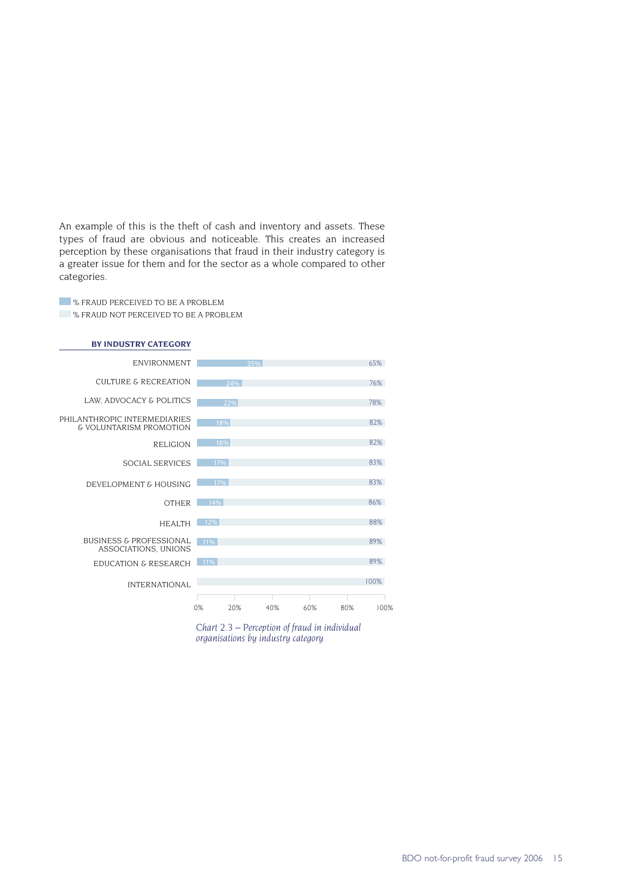An example of this is the theft of cash and inventory and assets. These types of fraud are obvious and noticeable. This creates an increased perception by these organisations that fraud in their industry category is a greater issue for them and for the sector as a whole compared to other categories.

**BY INDUSTRY CATEGORY**

| Industry category | % Fraud perceived to be a problem | % Fraud not perceived to be a problem |
| --- | --- | --- |
| Environment | 35% | 65% |
| Culture & Recreation | 24% | 76% |
| Law, Advocacy & Politics | 22% | 78% |
| Philanthropic Intermediaries & Voluntarism Promotion | 18% | 82% |
| Religion | 18% | 82% |
| Social Services | 17% | 83% |
| Development & Housing | 17% | 83% |
| Other | 14% | 86% |
| Health | 12% | 88% |
| Business & Professional Associations, Unions | 11% | 89% |
| Education & Research | 11% | 89% |
| International | | 100% |

*Chart 2.3 – Perception of fraud in individual organisations by industry category*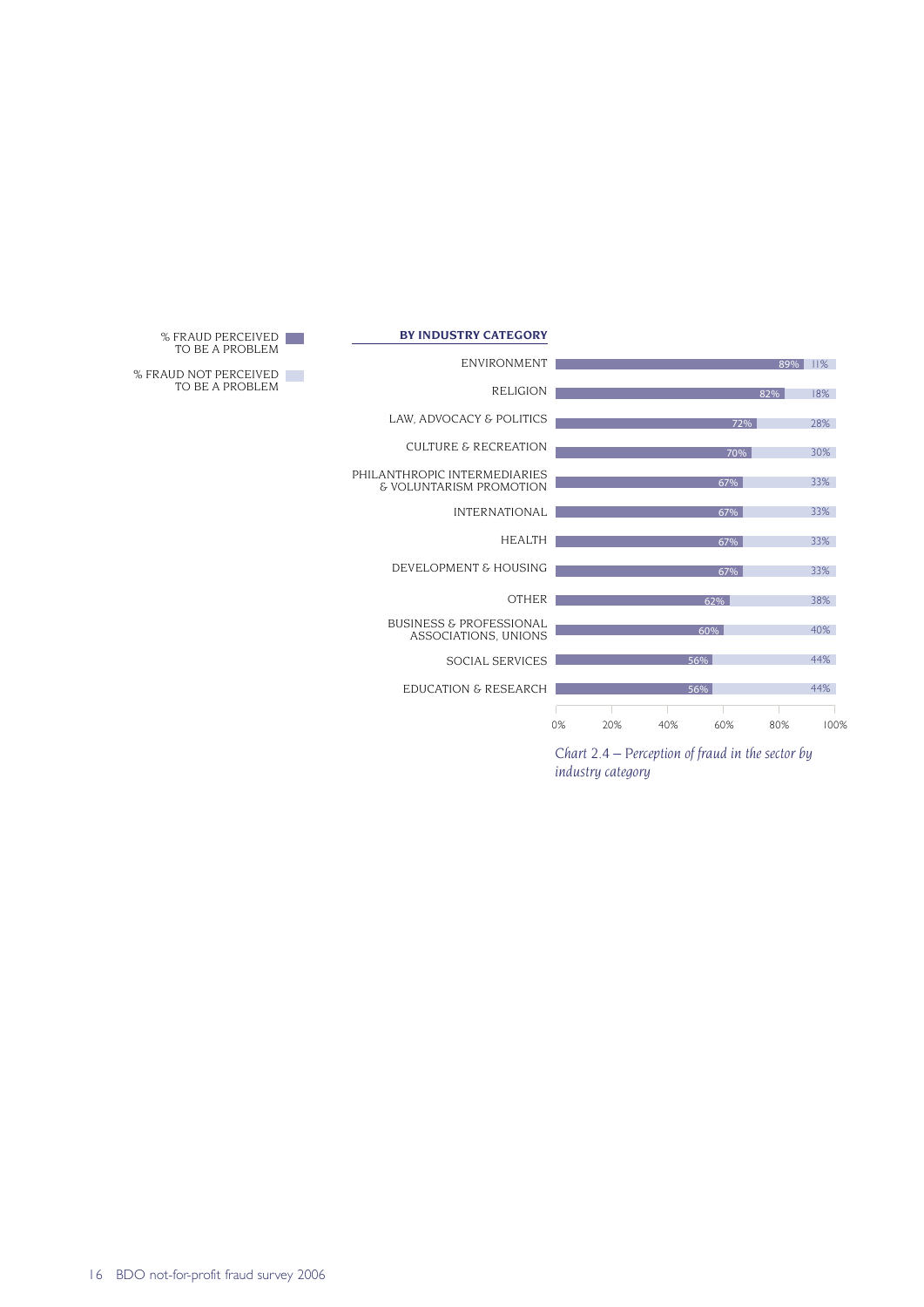**BY INDUSTRY CATEGORY**

| Industry category | % Fraud perceived to be a problem | % Fraud not perceived to be a problem |
| --- | --- | --- |
| ENVIRONMENT | 89% | 11% |
| RELIGION | 82% | 18% |
| LAW, ADVOCACY & POLITICS | 72% | 28% |
| CULTURE & RECREATION | 70% | 30% |
| PHILANTHROPIC INTERMEDIARIES & VOLUNTARISM PROMOTION | 67% | 33% |
| INTERNATIONAL | 67% | 33% |
| HEALTH | 67% | 33% |
| DEVELOPMENT & HOUSING | 67% | 33% |
| OTHER | 62% | 38% |
| BUSINESS & PROFESSIONAL ASSOCIATIONS, UNIONS | 60% | 40% |
| SOCIAL SERVICES | 56% | 44% |
| EDUCATION & RESEARCH | 56% | 44% |

*Chart 2.4 – Perception of fraud in the sector by industry category*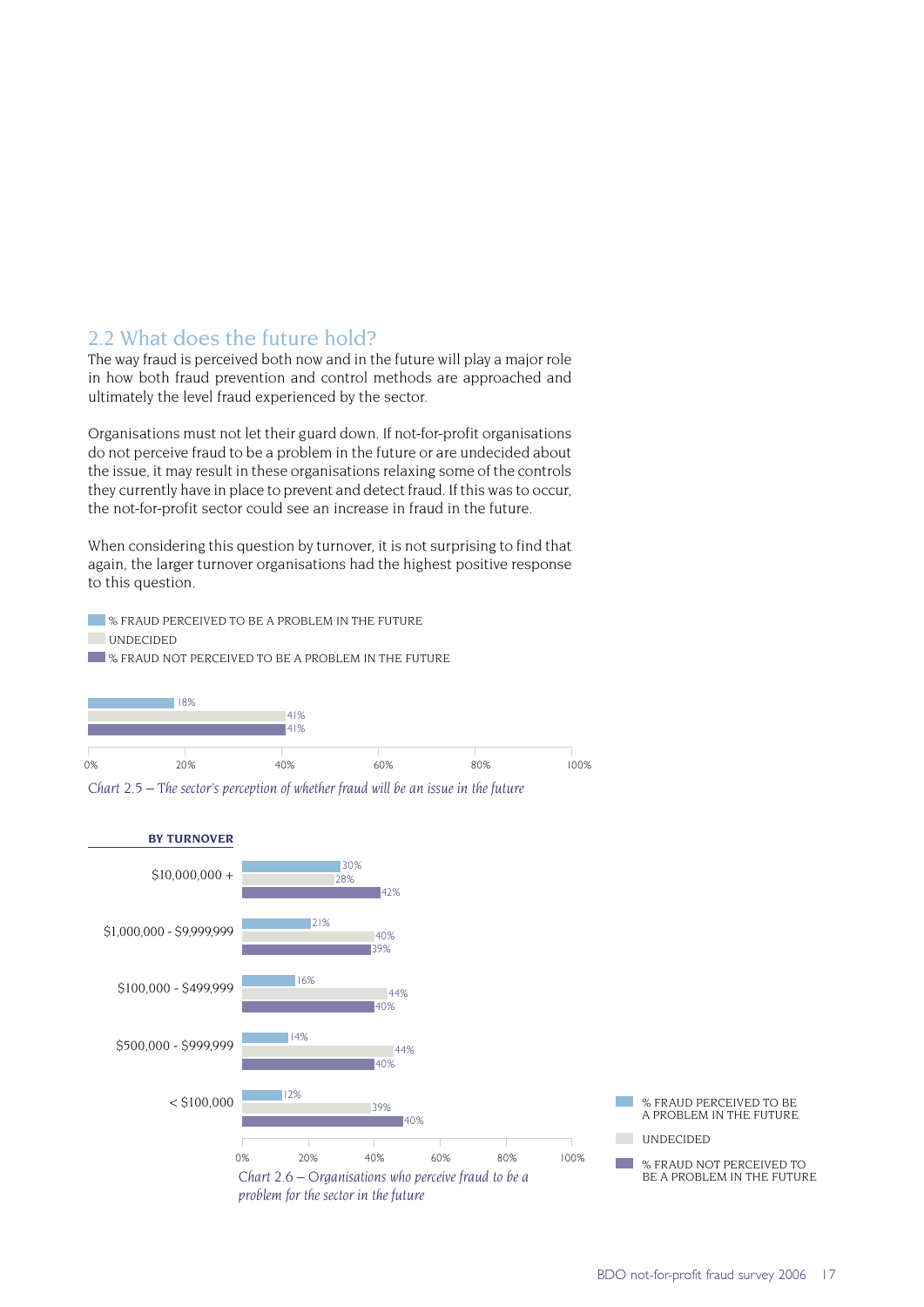## 2.2 What does the future hold?

The way fraud is perceived both now and in the future will play a major role in how both fraud prevention and control methods are approached and ultimately the level fraud experienced by the sector.

Organisations must not let their guard down. If not-for-profit organisations do not perceive fraud to be a problem in the future or are undecided about the issue, it may result in these organisations relaxing some of the controls they currently have in place to prevent and detect fraud. If this was to occur, the not-for-profit sector could see an increase in fraud in the future.

When considering this question by turnover, it is not surprising to find that again, the larger turnover organisations had the highest positive response to this question.

| | % |
|---|---|
| % FRAUD PERCEIVED TO BE A PROBLEM IN THE FUTURE | 18% |
| UNDECIDED | 41% |
| % FRAUD NOT PERCEIVED TO BE A PROBLEM IN THE FUTURE | 41% |

*Chart 2.5 – The sector's perception of whether fraud will be an issue in the future*

**BY TURNOVER**

| Turnover | % Fraud perceived to be a problem in the future | Undecided | % Fraud not perceived to be a problem in the future |
|---|---|---|---|
| $10,000,000 + | 30% | 28% | 42% |
| $1,000,000 - $9,999,999 | 21% | 40% | 39% |
| $100,000 - $499,999 | 16% | 44% | 40% |
| $500,000 - $999,999 | 14% | 44% | 40% |
| < $100,000 | 12% | 39% | 40% |

*Chart 2.6 – Organisations who perceive fraud to be a problem for the sector in the future*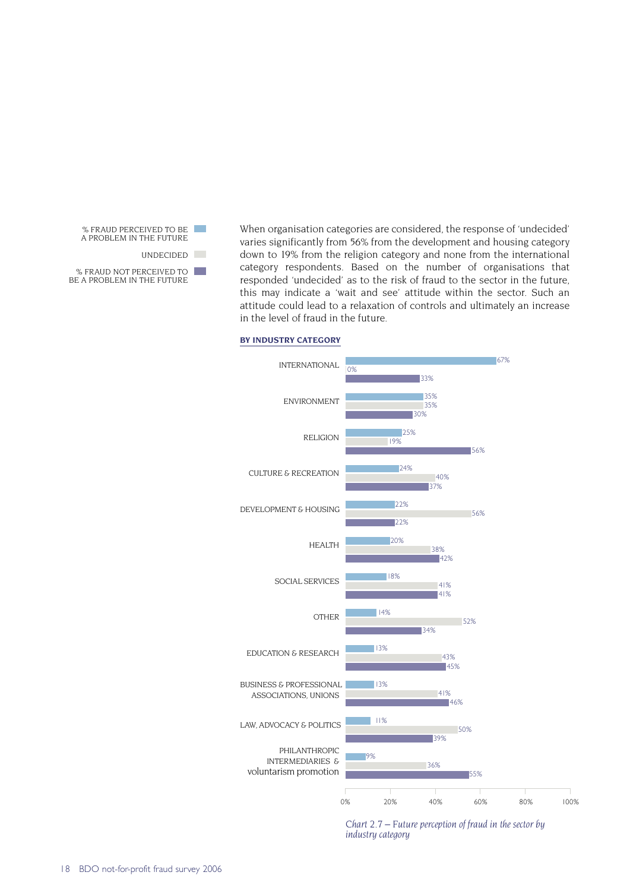When organisation categories are considered, the response of 'undecided' varies significantly from 56% from the development and housing category down to 19% from the religion category and none from the international category respondents. Based on the number of organisations that responded 'undecided' as to the risk of fraud to the sector in the future, this may indicate a 'wait and see' attitude within the sector. Such an attitude could lead to a relaxation of controls and ultimately an increase in the level of fraud in the future.

**BY INDUSTRY CATEGORY**

| Industry category | % Fraud perceived to be a problem in the future | Undecided | % Fraud not perceived to be a problem in the future |
|---|---|---|---|
| INTERNATIONAL | 67% | 0% | 33% |
| ENVIRONMENT | 35% | 35% | 30% |
| RELIGION | 25% | 19% | 56% |
| CULTURE & RECREATION | 24% | 40% | 37% |
| DEVELOPMENT & HOUSING | 22% | 56% | 22% |
| HEALTH | 20% | 38% | 42% |
| SOCIAL SERVICES | 18% | 41% | 41% |
| OTHER | 14% | 52% | 34% |
| EDUCATION & RESEARCH | 13% | 43% | 45% |
| BUSINESS & PROFESSIONAL ASSOCIATIONS, UNIONS | 13% | 41% | 46% |
| LAW, ADVOCACY & POLITICS | 11% | 50% | 39% |
| PHILANTHROPIC INTERMEDIARIES & voluntarism promotion | 9% | 36% | 55% |

*Chart 2.7 – Future perception of fraud in the sector by industry category*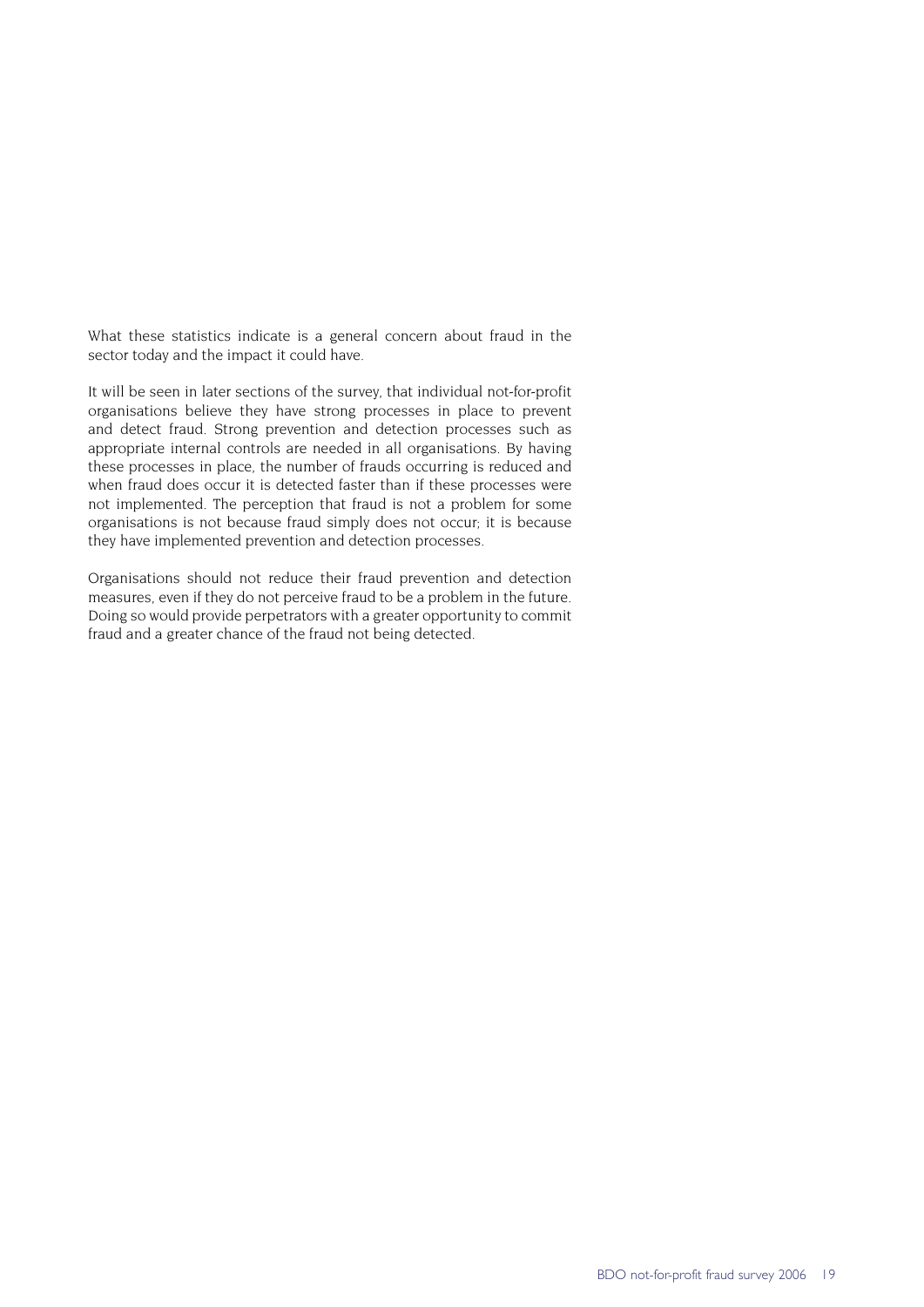What these statistics indicate is a general concern about fraud in the sector today and the impact it could have.

It will be seen in later sections of the survey, that individual not-for-profit organisations believe they have strong processes in place to prevent and detect fraud. Strong prevention and detection processes such as appropriate internal controls are needed in all organisations. By having these processes in place, the number of frauds occurring is reduced and when fraud does occur it is detected faster than if these processes were not implemented. The perception that fraud is not a problem for some organisations is not because fraud simply does not occur; it is because they have implemented prevention and detection processes.

Organisations should not reduce their fraud prevention and detection measures, even if they do not perceive fraud to be a problem in the future. Doing so would provide perpetrators with a greater opportunity to commit fraud and a greater chance of the fraud not being detected.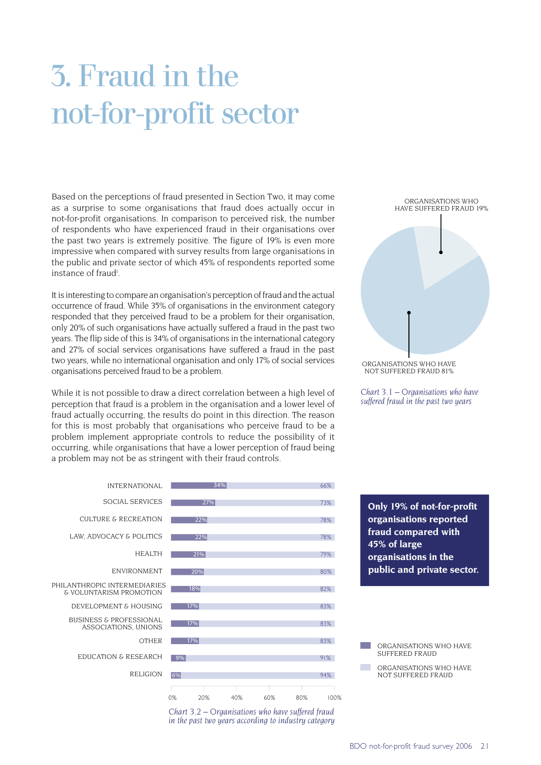# 3. Fraud in the not-for-profit sector

Based on the perceptions of fraud presented in Section Two, it may come as a surprise to some organisations that fraud does actually occur in not-for-profit organisations. In comparison to perceived risk, the number of respondents who have experienced fraud in their organisations over the past two years is extremely positive. The figure of 19% is even more impressive when compared with survey results from large organisations in the public and private sector of which 45% of respondents reported some instance of fraud[i].

It is interesting to compare an organisation's perception of fraud and the actual occurrence of fraud. While 35% of organisations in the environment category responded that they perceived fraud to be a problem for their organisation, only 20% of such organisations have actually suffered a fraud in the past two years. The flip side of this is 34% of organisations in the international category and 27% of social services organisations have suffered a fraud in the past two years, while no international organisation and only 17% of social services organisations perceived fraud to be a problem.

While it is not possible to draw a direct correlation between a high level of perception that fraud is a problem in the organisation and a lower level of fraud actually occurring, the results do point in this direction. The reason for this is most probably that organisations who perceive fraud to be a problem implement appropriate controls to reduce the possibility of it occurring, while organisations that have a lower perception of fraud being a problem may not be as stringent with their fraud controls.

| | % |
|---|---|
| ORGANISATIONS WHO HAVE SUFFERED FRAUD | 19% |
| ORGANISATIONS WHO HAVE NOT SUFFERED FRAUD | 81% |

*Chart 3.1 – Organisations who have suffered fraud in the past two years*

**Only 19% of not-for-profit organisations reported fraud compared with 45% of large organisations in the public and private sector.**

| Industry category | Organisations who have suffered fraud | Organisations who have not suffered fraud |
|---|---|---|
| INTERNATIONAL | 34% | 66% |
| SOCIAL SERVICES | 27% | 73% |
| CULTURE & RECREATION | 22% | 78% |
| LAW, ADVOCACY & POLITICS | 22% | 78% |
| HEALTH | 21% | 79% |
| ENVIRONMENT | 20% | 80% |
| PHILANTHROPIC INTERMEDIARIES & VOLUNTARISM PROMOTION | 18% | 82% |
| DEVELOPMENT & HOUSING | 17% | 83% |
| BUSINESS & PROFESSIONAL ASSOCIATIONS, UNIONS | 17% | 83% |
| OTHER | 17% | 83% |
| EDUCATION & RESEARCH | 9% | 91% |
| RELIGION | 6% | 94% |

*Chart 3.2 – Organisations who have suffered fraud in the past two years according to industry category*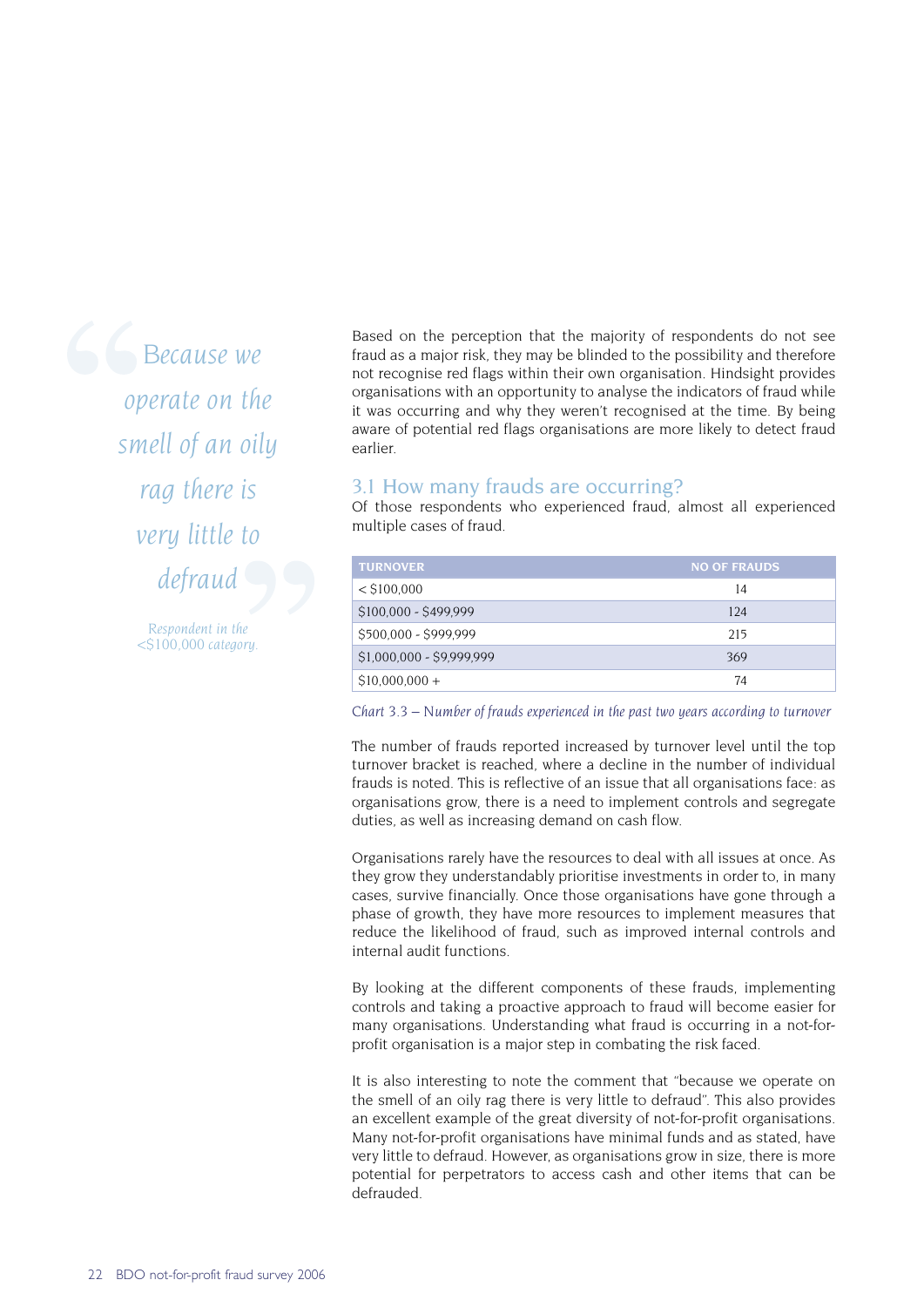> *Because we operate on the smell of an oily rag there is very little to defraud*
>
> *Respondent in the <$100,000 category.*

Based on the perception that the majority of respondents do not see fraud as a major risk, they may be blinded to the possibility and therefore not recognise red flags within their own organisation. Hindsight provides organisations with an opportunity to analyse the indicators of fraud while it was occurring and why they weren't recognised at the time. By being aware of potential red flags organisations are more likely to detect fraud earlier.

## 3.1 How many frauds are occurring?

Of those respondents who experienced fraud, almost all experienced multiple cases of fraud.

| TURNOVER | NO OF FRAUDS |
|---|---|
| < $100,000 | 14 |
| $100,000 - $499,999 | 124 |
| $500,000 - $999,999 | 215 |
| $1,000,000 - $9,999,999 | 369 |
| $10,000,000 + | 74 |

*Chart 3.3 – Number of frauds experienced in the past two years according to turnover*

The number of frauds reported increased by turnover level until the top turnover bracket is reached, where a decline in the number of individual frauds is noted. This is reflective of an issue that all organisations face: as organisations grow, there is a need to implement controls and segregate duties, as well as increasing demand on cash flow.

Organisations rarely have the resources to deal with all issues at once. As they grow they understandably prioritise investments in order to, in many cases, survive financially. Once those organisations have gone through a phase of growth, they have more resources to implement measures that reduce the likelihood of fraud, such as improved internal controls and internal audit functions.

By looking at the different components of these frauds, implementing controls and taking a proactive approach to fraud will become easier for many organisations. Understanding what fraud is occurring in a not-for-profit organisation is a major step in combating the risk faced.

It is also interesting to note the comment that "because we operate on the smell of an oily rag there is very little to defraud". This also provides an excellent example of the great diversity of not-for-profit organisations. Many not-for-profit organisations have minimal funds and as stated, have very little to defraud. However, as organisations grow in size, there is more potential for perpetrators to access cash and other items that can be defrauded.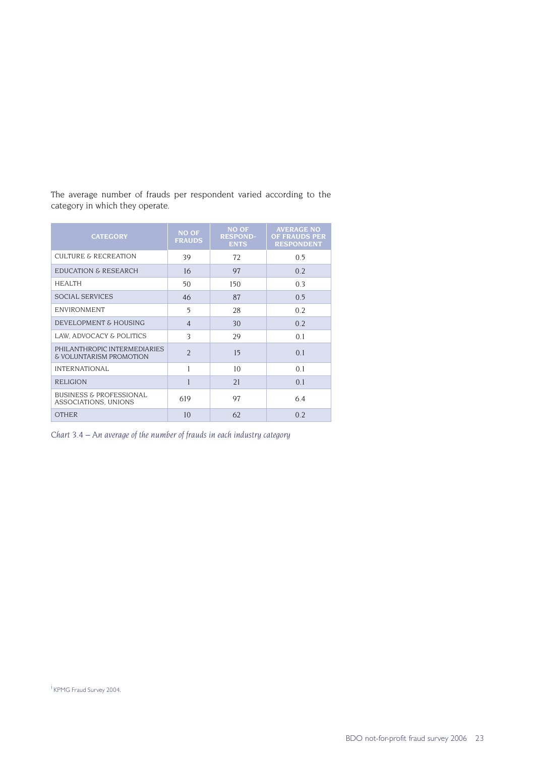The average number of frauds per respondent varied according to the category in which they operate.

| CATEGORY | NO OF FRAUDS | NO OF RESPOND-ENTS | AVERAGE NO OF FRAUDS PER RESPONDENT |
|---|---|---|---|
| CULTURE & RECREATION | 39 | 72 | 0.5 |
| EDUCATION & RESEARCH | 16 | 97 | 0.2 |
| HEALTH | 50 | 150 | 0.3 |
| SOCIAL SERVICES | 46 | 87 | 0.5 |
| ENVIRONMENT | 5 | 28 | 0.2 |
| DEVELOPMENT & HOUSING | 4 | 30 | 0.2 |
| LAW, ADVOCACY & POLITICS | 3 | 29 | 0.1 |
| PHILANTHROPIC INTERMEDIARIES & VOLUNTARISM PROMOTION | 2 | 15 | 0.1 |
| INTERNATIONAL | 1 | 10 | 0.1 |
| RELIGION | 1 | 21 | 0.1 |
| BUSINESS & PROFESSIONAL ASSOCIATIONS, UNIONS | 619 | 97 | 6.4 |
| OTHER | 10 | 62 | 0.2 |

*Chart 3.4 – An average of the number of frauds in each industry category*

[i] KPMG Fraud Survey 2004.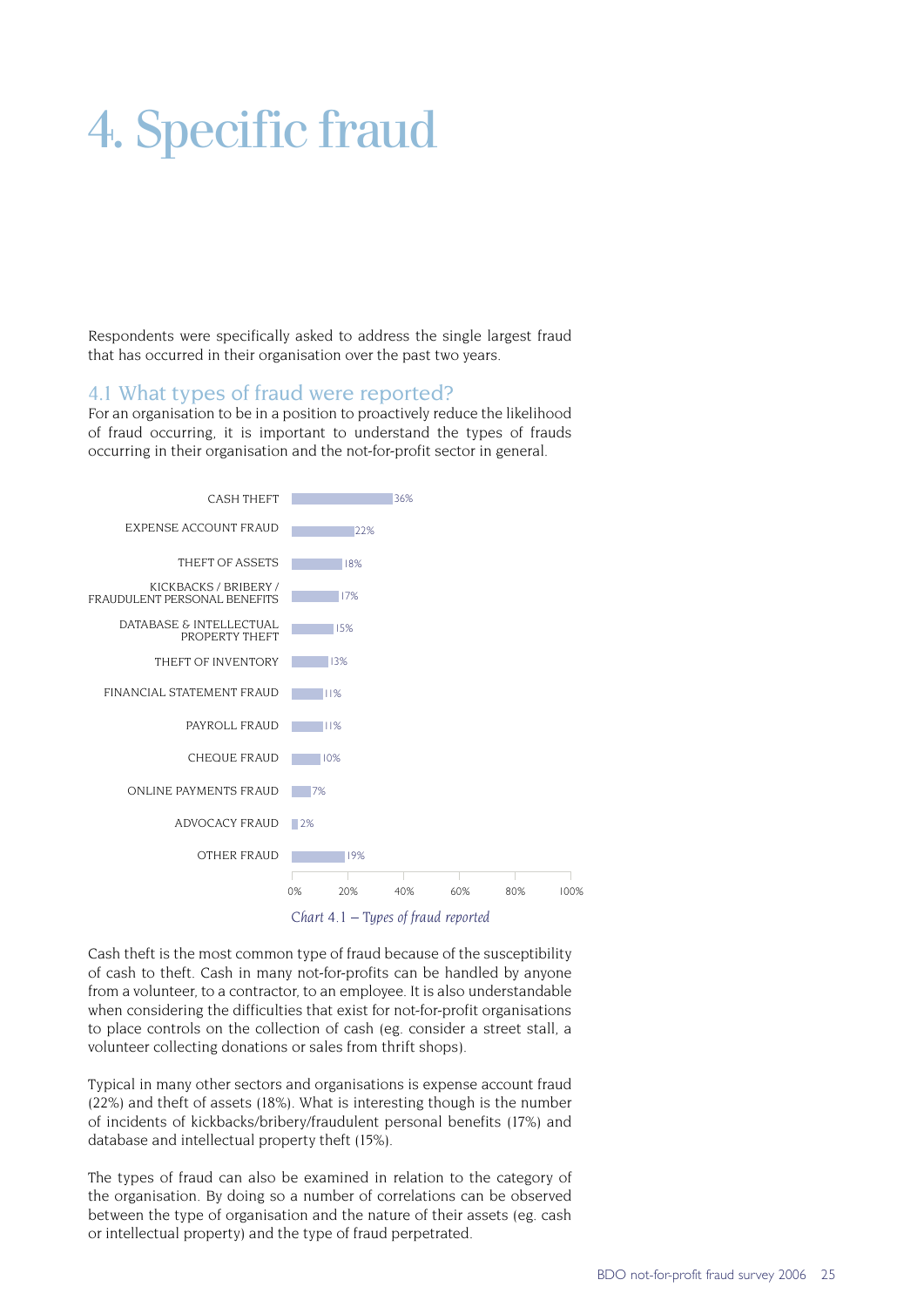# 4. Specific fraud

Respondents were specifically asked to address the single largest fraud that has occurred in their organisation over the past two years.

## 4.1 What types of fraud were reported?

For an organisation to be in a position to proactively reduce the likelihood of fraud occurring, it is important to understand the types of frauds occurring in their organisation and the not-for-profit sector in general.

| Type of fraud | % |
|---|---|
| CASH THEFT | 36% |
| EXPENSE ACCOUNT FRAUD | 22% |
| THEFT OF ASSETS | 18% |
| KICKBACKS / BRIBERY / FRAUDULENT PERSONAL BENEFITS | 17% |
| DATABASE & INTELLECTUAL PROPERTY THEFT | 15% |
| THEFT OF INVENTORY | 13% |
| FINANCIAL STATEMENT FRAUD | 11% |
| PAYROLL FRAUD | 11% |
| CHEQUE FRAUD | 10% |
| ONLINE PAYMENTS FRAUD | 7% |
| ADVOCACY FRAUD | 2% |
| OTHER FRAUD | 19% |

*Chart 4.1 – Types of fraud reported*

Cash theft is the most common type of fraud because of the susceptibility of cash to theft. Cash in many not-for-profits can be handled by anyone from a volunteer, to a contractor, to an employee. It is also understandable when considering the difficulties that exist for not-for-profit organisations to place controls on the collection of cash (eg. consider a street stall, a volunteer collecting donations or sales from thrift shops).

Typical in many other sectors and organisations is expense account fraud (22%) and theft of assets (18%). What is interesting though is the number of incidents of kickbacks/bribery/fraudulent personal benefits (17%) and database and intellectual property theft (15%).

The types of fraud can also be examined in relation to the category of the organisation. By doing so a number of correlations can be observed between the type of organisation and the nature of their assets (eg. cash or intellectual property) and the type of fraud perpetrated.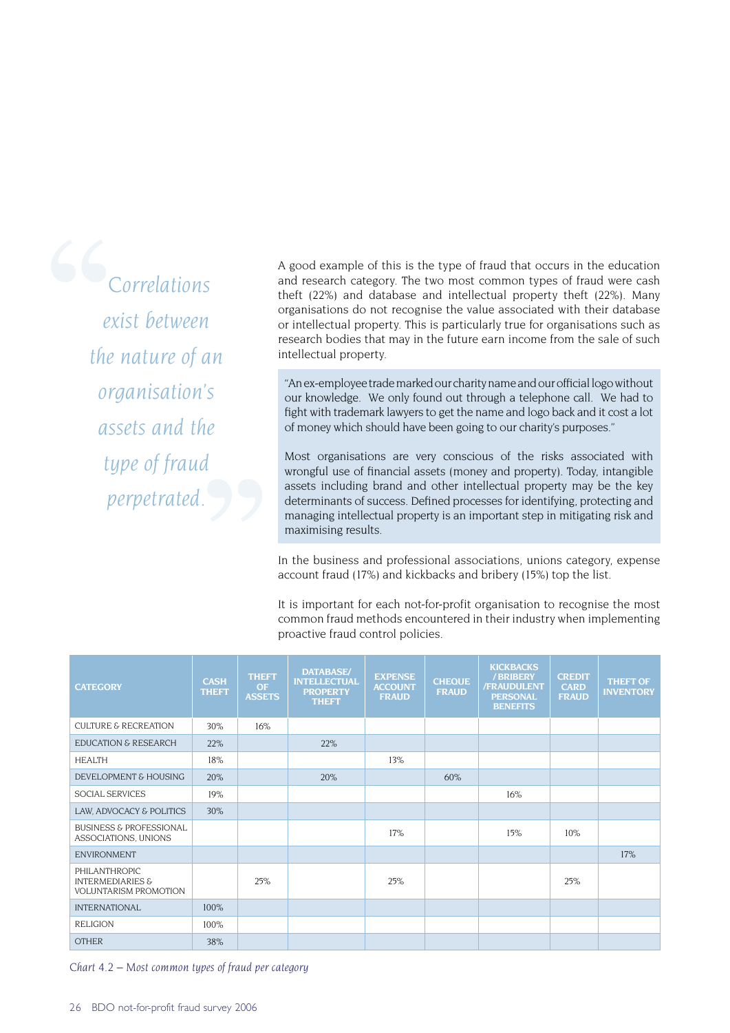> *Correlations exist between the nature of an organisation's assets and the type of fraud perpetrated.*

A good example of this is the type of fraud that occurs in the education and research category. The two most common types of fraud were cash theft (22%) and database and intellectual property theft (22%). Many organisations do not recognise the value associated with their database or intellectual property. This is particularly true for organisations such as research bodies that may in the future earn income from the sale of such intellectual property.

"An ex-employee trade marked our charity name and our official logo without our knowledge. We only found out through a telephone call. We had to fight with trademark lawyers to get the name and logo back and it cost a lot of money which should have been going to our charity's purposes."

Most organisations are very conscious of the risks associated with wrongful use of financial assets (money and property). Today, intangible assets including brand and other intellectual property may be the key determinants of success. Defined processes for identifying, protecting and managing intellectual property is an important step in mitigating risk and maximising results.

In the business and professional associations, unions category, expense account fraud (17%) and kickbacks and bribery (15%) top the list.

It is important for each not-for-profit organisation to recognise the most common fraud methods encountered in their industry when implementing proactive fraud control policies.

| CATEGORY | CASH THEFT | THEFT OF ASSETS | DATABASE/ INTELLECTUAL PROPERTY THEFT | EXPENSE ACCOUNT FRAUD | CHEQUE FRAUD | KICKBACKS / BRIBERY /FRAUDULENT PERSONAL BENEFITS | CREDIT CARD FRAUD | THEFT OF INVENTORY |
|---|---|---|---|---|---|---|---|---|
| CULTURE & RECREATION | 30% | 16% | | | | | | |
| EDUCATION & RESEARCH | 22% | | 22% | | | | | |
| HEALTH | 18% | | | 13% | | | | |
| DEVELOPMENT & HOUSING | 20% | | 20% | | 60% | | | |
| SOCIAL SERVICES | 19% | | | | | 16% | | |
| LAW, ADVOCACY & POLITICS | 30% | | | | | | | |
| BUSINESS & PROFESSIONAL ASSOCIATIONS, UNIONS | | | | 17% | | 15% | 10% | |
| ENVIRONMENT | | | | | | | | 17% |
| PHILANTHROPIC INTERMEDIARIES & VOLUNTARISM PROMOTION | | 25% | | 25% | | | 25% | |
| INTERNATIONAL | 100% | | | | | | | |
| RELIGION | 100% | | | | | | | |
| OTHER | 38% | | | | | | | |

*Chart 4.2 – Most common types of fraud per category*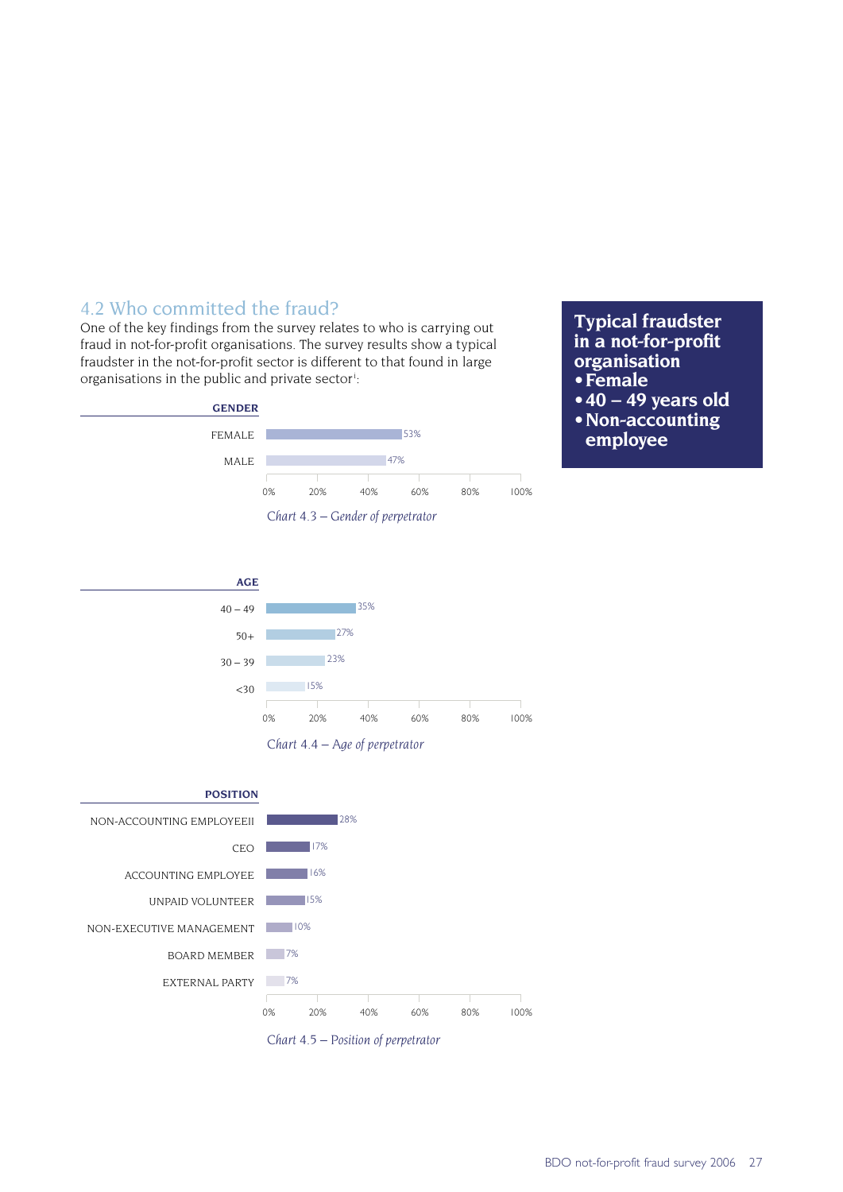## 4.2 Who committed the fraud?

One of the key findings from the survey relates to who is carrying out fraud in not-for-profit organisations. The survey results show a typical fraudster in the not-for-profit sector is different to that found in large organisations in the public and private sector[i]:

**Typical fraudster in a not-for-profit organisation**
- **Female**
- **40 – 49 years old**
- **Non-accounting employee**

| GENDER | |
|---|---|
| FEMALE | 53% |
| MALE | 47% |

Chart 4.3 – Gender of perpetrator

| AGE | |
|---|---|
| 40 – 49 | 35% |
| 50+ | 27% |
| 30 – 39 | 23% |
| <30 | 15% |

Chart 4.4 – Age of perpetrator

| POSITION | |
|---|---|
| NON-ACCOUNTING EMPLOYEEII | 28% |
| CEO | 17% |
| ACCOUNTING EMPLOYEE | 16% |
| UNPAID VOLUNTEER | 15% |
| NON-EXECUTIVE MANAGEMENT | 10% |
| BOARD MEMBER | 7% |
| EXTERNAL PARTY | 7% |

Chart 4.5 – Position of perpetrator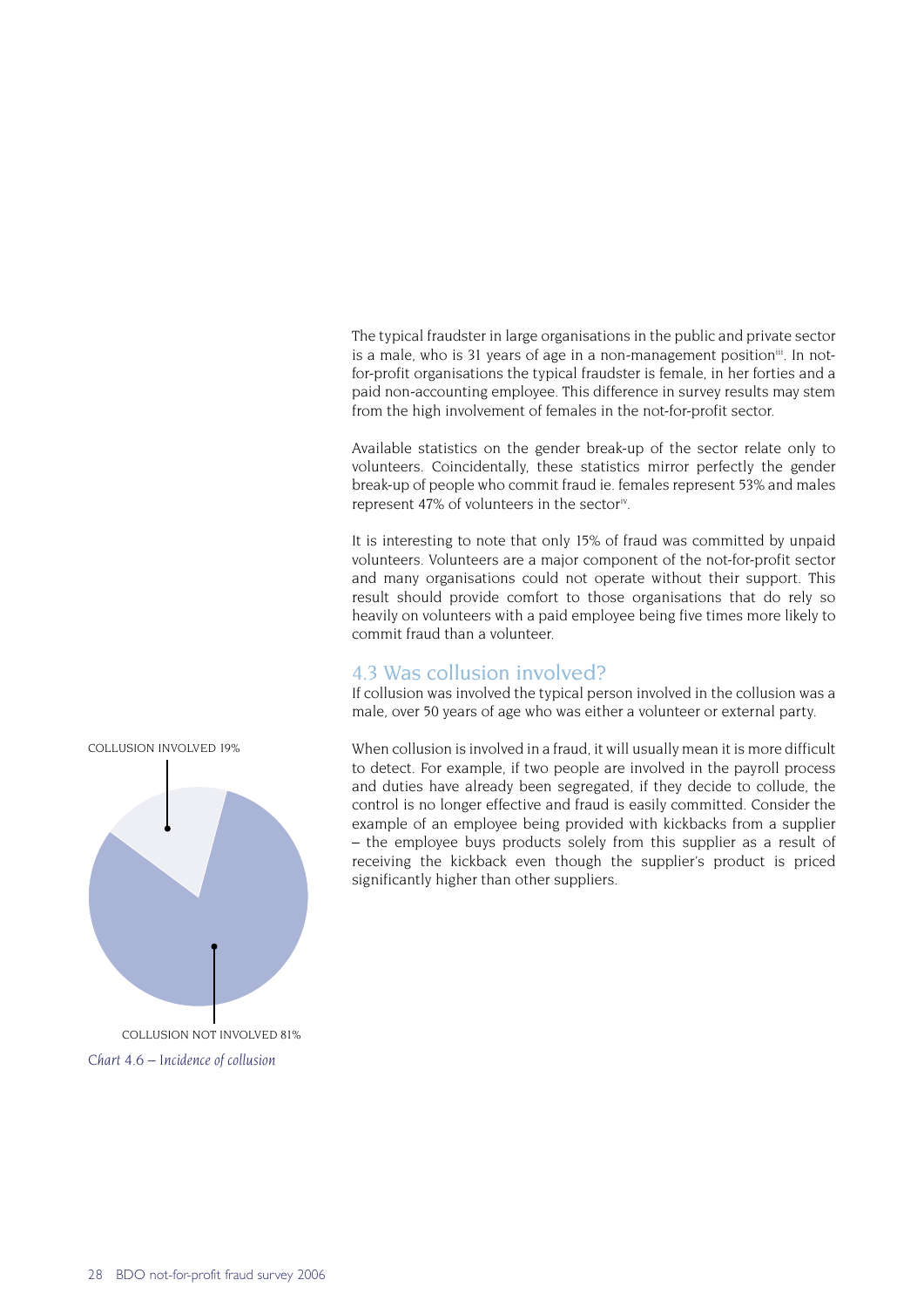The typical fraudster in large organisations in the public and private sector is a male, who is 31 years of age in a non-management position[iii]. In not-for-profit organisations the typical fraudster is female, in her forties and a paid non-accounting employee. This difference in survey results may stem from the high involvement of females in the not-for-profit sector.

Available statistics on the gender break-up of the sector relate only to volunteers. Coincidentally, these statistics mirror perfectly the gender break-up of people who commit fraud ie. females represent 53% and males represent 47% of volunteers in the sector[iv].

It is interesting to note that only 15% of fraud was committed by unpaid volunteers. Volunteers are a major component of the not-for-profit sector and many organisations could not operate without their support. This result should provide comfort to those organisations that do rely so heavily on volunteers with a paid employee being five times more likely to commit fraud than a volunteer.

## 4.3 Was collusion involved?

If collusion was involved the typical person involved in the collusion was a male, over 50 years of age who was either a volunteer or external party.

When collusion is involved in a fraud, it will usually mean it is more difficult to detect. For example, if two people are involved in the payroll process and duties have already been segregated, if they decide to collude, the control is no longer effective and fraud is easily committed. Consider the example of an employee being provided with kickbacks from a supplier – the employee buys products solely from this supplier as a result of receiving the kickback even though the supplier's product is priced significantly higher than other suppliers.

COLLUSION INVOLVED 19%

COLLUSION NOT INVOLVED 81%

*Chart 4.6 – Incidence of collusion*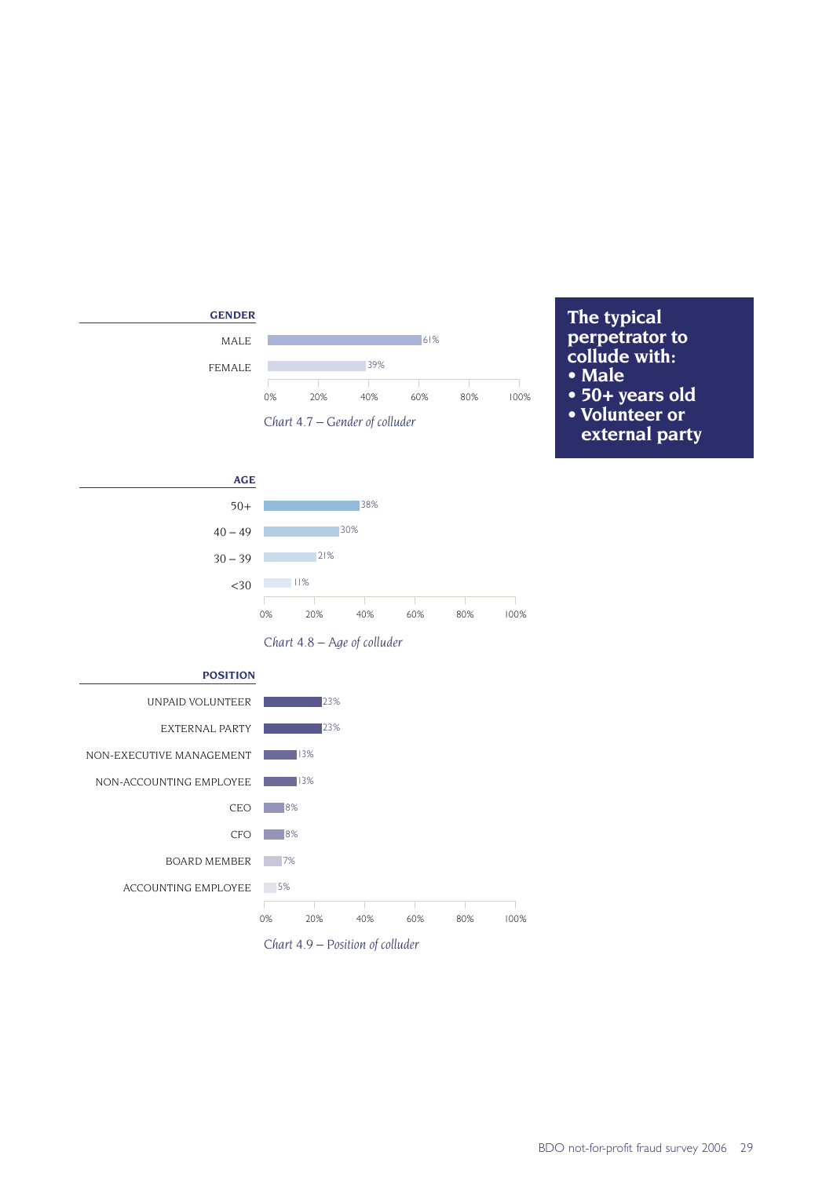**The typical perpetrator to collude with:**
- **Male**
- **50+ years old**
- **Volunteer or external party**

| GENDER | |
|---|---|
| MALE | 61% |
| FEMALE | 39% |

*Chart 4.7 – Gender of colluder*

| AGE | |
|---|---|
| 50+ | 38% |
| 40 – 49 | 30% |
| 30 – 39 | 21% |
| <30 | 11% |

*Chart 4.8 – Age of colluder*

| POSITION | |
|---|---|
| UNPAID VOLUNTEER | 23% |
| EXTERNAL PARTY | 23% |
| NON-EXECUTIVE MANAGEMENT | 13% |
| NON-ACCOUNTING EMPLOYEE | 13% |
| CEO | 8% |
| CFO | 8% |
| BOARD MEMBER | 7% |
| ACCOUNTING EMPLOYEE | 5% |

*Chart 4.9 – Position of colluder*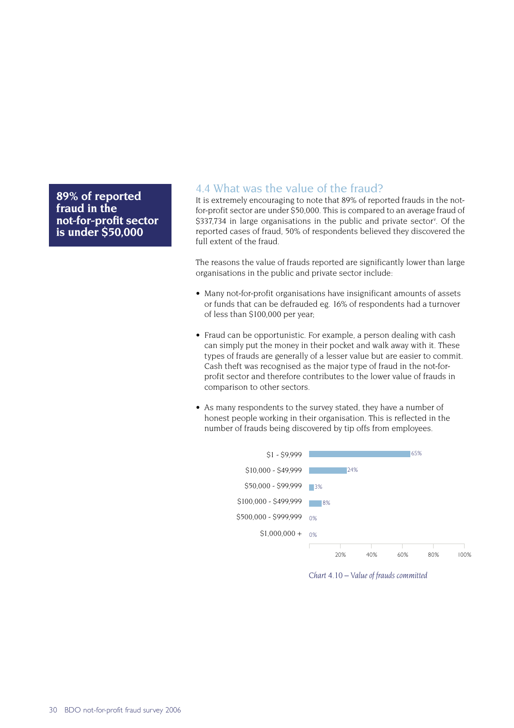**89% of reported fraud in the not-for-profit sector is under $50,000**

## 4.4 What was the value of the fraud?

It is extremely encouraging to note that 89% of reported frauds in the not-for-profit sector are under $50,000. This is compared to an average fraud of $337,734 in large organisations in the public and private sector[v]. Of the reported cases of fraud, 50% of respondents believed they discovered the full extent of the fraud.

The reasons the value of frauds reported are significantly lower than large organisations in the public and private sector include:

- Many not-for-profit organisations have insignificant amounts of assets or funds that can be defrauded eg. 16% of respondents had a turnover of less than $100,000 per year;
- Fraud can be opportunistic. For example, a person dealing with cash can simply put the money in their pocket and walk away with it. These types of frauds are generally of a lesser value but are easier to commit. Cash theft was recognised as the major type of fraud in the not-for-profit sector and therefore contributes to the lower value of frauds in comparison to other sectors.
- As many respondents to the survey stated, they have a number of honest people working in their organisation. This is reflected in the number of frauds being discovered by tip offs from employees.

| Value of fraud | Percentage |
| --- | --- |
| $1 - $9,999 | 65% |
| $10,000 - $49,999 | 24% |
| $50,000 - $99,999 | 3% |
| $100,000 - $499,999 | 8% |
| $500,000 - $999,999 | 0% |
| $1,000,000 + | 0% |

*Chart 4.10 – Value of frauds committed*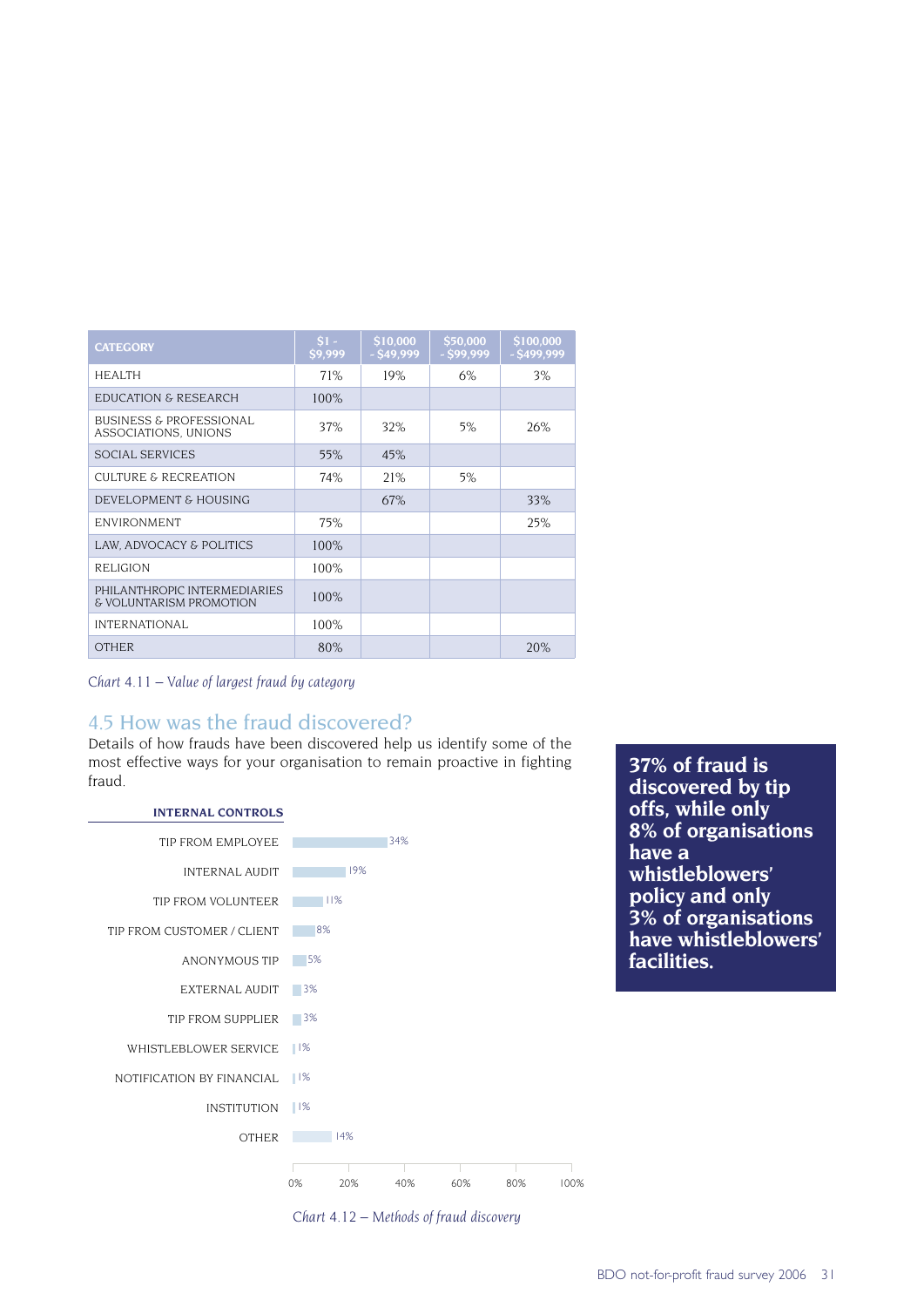| CATEGORY | $1 - $9,999 | $10,000 - $49,999 | $50,000 - $99,999 | $100,000 - $499,999 |
|---|---|---|---|---|
| HEALTH | 71% | 19% | 6% | 3% |
| EDUCATION & RESEARCH | 100% | | | |
| BUSINESS & PROFESSIONAL ASSOCIATIONS, UNIONS | 37% | 32% | 5% | 26% |
| SOCIAL SERVICES | 55% | 45% | | |
| CULTURE & RECREATION | 74% | 21% | 5% | |
| DEVELOPMENT & HOUSING | | 67% | | 33% |
| ENVIRONMENT | 75% | | | 25% |
| LAW, ADVOCACY & POLITICS | 100% | | | |
| RELIGION | 100% | | | |
| PHILANTHROPIC INTERMEDIARIES & VOLUNTARISM PROMOTION | 100% | | | |
| INTERNATIONAL | 100% | | | |
| OTHER | 80% | | | 20% |

*Chart 4.11 – Value of largest fraud by category*

## 4.5 How was the fraud discovered?

Details of how frauds have been discovered help us identify some of the most effective ways for your organisation to remain proactive in fighting fraud.

**37% of fraud is discovered by tip offs, while only 8% of organisations have a whistleblowers' policy and only 3% of organisations have whistleblowers' facilities.**

**INTERNAL CONTROLS**

| Method | % |
|---|---|
| TIP FROM EMPLOYEE | 34% |
| INTERNAL AUDIT | 19% |
| TIP FROM VOLUNTEER | 11% |
| TIP FROM CUSTOMER / CLIENT | 8% |
| ANONYMOUS TIP | 5% |
| EXTERNAL AUDIT | 3% |
| TIP FROM SUPPLIER | 3% |
| WHISTLEBLOWER SERVICE | 1% |
| NOTIFICATION BY FINANCIAL | 1% |
| INSTITUTION | 1% |
| OTHER | 14% |

*Chart 4.12 – Methods of fraud discovery*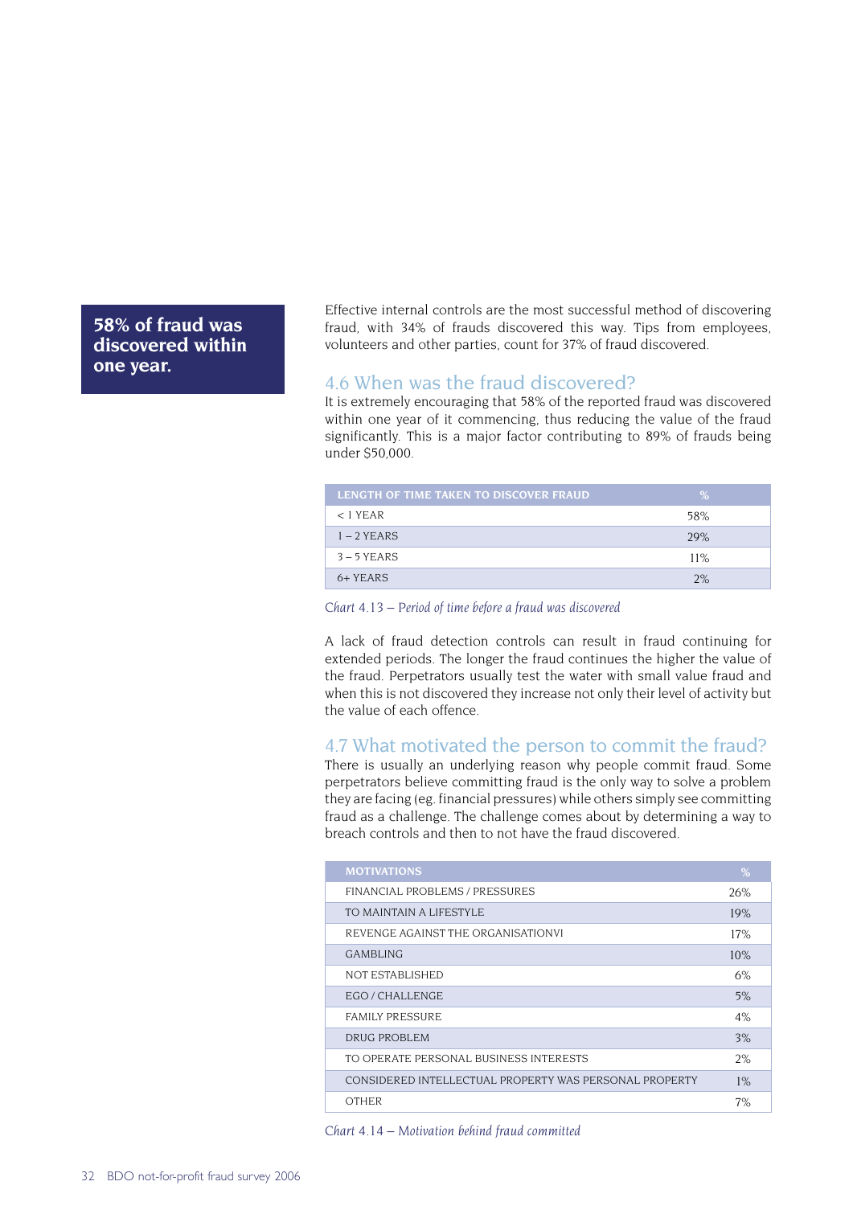**58% of fraud was discovered within one year.**

Effective internal controls are the most successful method of discovering fraud, with 34% of frauds discovered this way. Tips from employees, volunteers and other parties, count for 37% of fraud discovered.

## 4.6 When was the fraud discovered?

It is extremely encouraging that 58% of the reported fraud was discovered within one year of it commencing, thus reducing the value of the fraud significantly. This is a major factor contributing to 89% of frauds being under $50,000.

| LENGTH OF TIME TAKEN TO DISCOVER FRAUD | % |
|---|---|
| < 1 YEAR | 58% |
| 1 – 2 YEARS | 29% |
| 3 – 5 YEARS | 11% |
| 6+ YEARS | 2% |

*Chart 4.13 – Period of time before a fraud was discovered*

A lack of fraud detection controls can result in fraud continuing for extended periods. The longer the fraud continues the higher the value of the fraud. Perpetrators usually test the water with small value fraud and when this is not discovered they increase not only their level of activity but the value of each offence.

## 4.7 What motivated the person to commit the fraud?

There is usually an underlying reason why people commit fraud. Some perpetrators believe committing fraud is the only way to solve a problem they are facing (eg. financial pressures) while others simply see committing fraud as a challenge. The challenge comes about by determining a way to breach controls and then to not have the fraud discovered.

| MOTIVATIONS | % |
|---|---|
| FINANCIAL PROBLEMS / PRESSURES | 26% |
| TO MAINTAIN A LIFESTYLE | 19% |
| REVENGE AGAINST THE ORGANISATIONVI | 17% |
| GAMBLING | 10% |
| NOT ESTABLISHED | 6% |
| EGO / CHALLENGE | 5% |
| FAMILY PRESSURE | 4% |
| DRUG PROBLEM | 3% |
| TO OPERATE PERSONAL BUSINESS INTERESTS | 2% |
| CONSIDERED INTELLECTUAL PROPERTY WAS PERSONAL PROPERTY | 1% |
| OTHER | 7% |

*Chart 4.14 – Motivation behind fraud committed*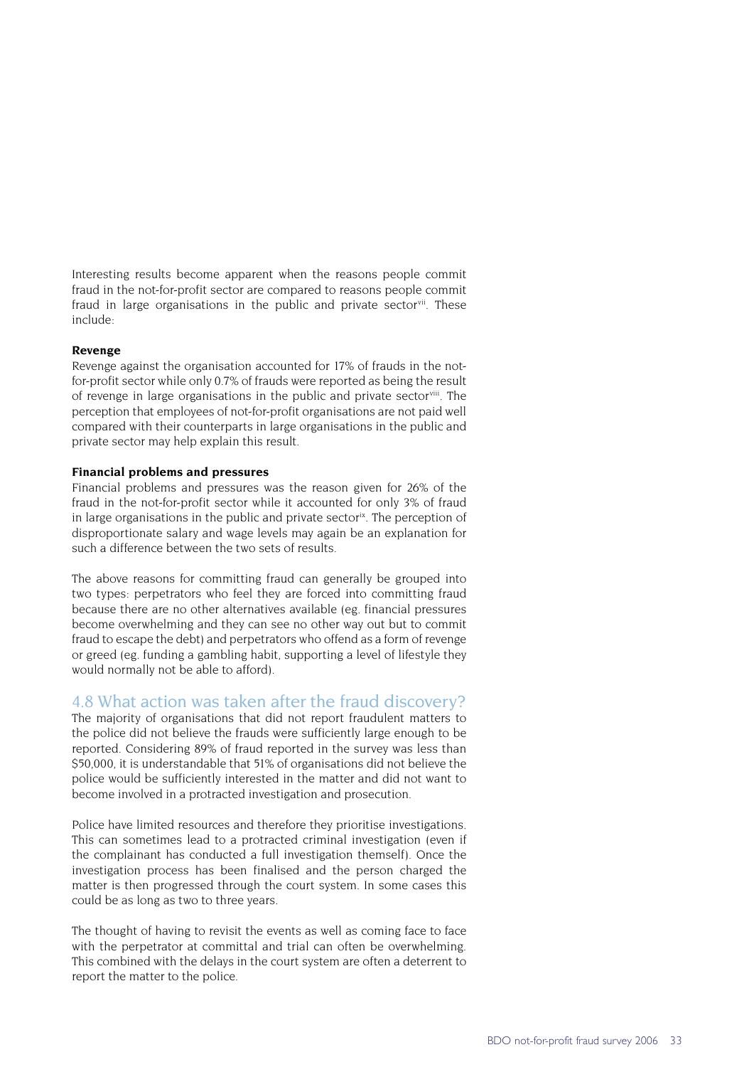Interesting results become apparent when the reasons people commit fraud in the not-for-profit sector are compared to reasons people commit fraud in large organisations in the public and private sector[vii]. These include:

**Revenge**

Revenge against the organisation accounted for 17% of frauds in the not-for-profit sector while only 0.7% of frauds were reported as being the result of revenge in large organisations in the public and private sector[viii]. The perception that employees of not-for-profit organisations are not paid well compared with their counterparts in large organisations in the public and private sector may help explain this result.

**Financial problems and pressures**

Financial problems and pressures was the reason given for 26% of the fraud in the not-for-profit sector while it accounted for only 3% of fraud in large organisations in the public and private sector[ix]. The perception of disproportionate salary and wage levels may again be an explanation for such a difference between the two sets of results.

The above reasons for committing fraud can generally be grouped into two types: perpetrators who feel they are forced into committing fraud because there are no other alternatives available (eg. financial pressures become overwhelming and they can see no other way out but to commit fraud to escape the debt) and perpetrators who offend as a form of revenge or greed (eg. funding a gambling habit, supporting a level of lifestyle they would normally not be able to afford).

## 4.8 What action was taken after the fraud discovery?

The majority of organisations that did not report fraudulent matters to the police did not believe the frauds were sufficiently large enough to be reported. Considering 89% of fraud reported in the survey was less than $50,000, it is understandable that 51% of organisations did not believe the police would be sufficiently interested in the matter and did not want to become involved in a protracted investigation and prosecution.

Police have limited resources and therefore they prioritise investigations. This can sometimes lead to a protracted criminal investigation (even if the complainant has conducted a full investigation themself). Once the investigation process has been finalised and the person charged the matter is then progressed through the court system. In some cases this could be as long as two to three years.

The thought of having to revisit the events as well as coming face to face with the perpetrator at committal and trial can often be overwhelming. This combined with the delays in the court system are often a deterrent to report the matter to the police.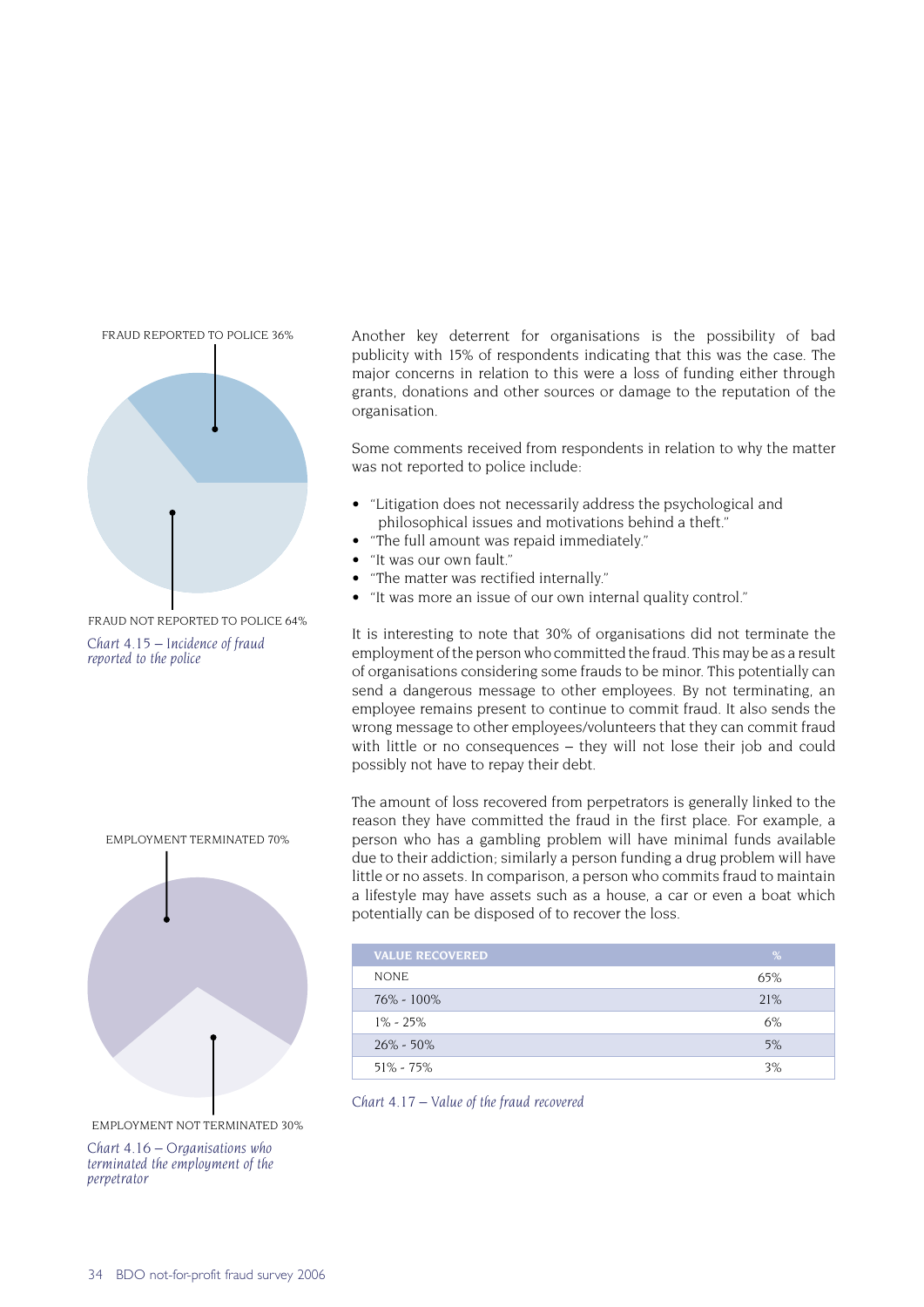FRAUD REPORTED TO POLICE 36%

FRAUD NOT REPORTED TO POLICE 64%

*Chart 4.15 – Incidence of fraud reported to the police*

EMPLOYMENT TERMINATED 70%

EMPLOYMENT NOT TERMINATED 30%

*Chart 4.16 – Organisations who terminated the employment of the perpetrator*

Another key deterrent for organisations is the possibility of bad publicity with 15% of respondents indicating that this was the case. The major concerns in relation to this were a loss of funding either through grants, donations and other sources or damage to the reputation of the organisation.

Some comments received from respondents in relation to why the matter was not reported to police include:

- "Litigation does not necessarily address the psychological and philosophical issues and motivations behind a theft."
- "The full amount was repaid immediately."
- "It was our own fault."
- "The matter was rectified internally."
- "It was more an issue of our own internal quality control."

It is interesting to note that 30% of organisations did not terminate the employment of the person who committed the fraud. This may be as a result of organisations considering some frauds to be minor. This potentially can send a dangerous message to other employees. By not terminating, an employee remains present to continue to commit fraud. It also sends the wrong message to other employees/volunteers that they can commit fraud with little or no consequences – they will not lose their job and could possibly not have to repay their debt.

The amount of loss recovered from perpetrators is generally linked to the reason they have committed the fraud in the first place. For example, a person who has a gambling problem will have minimal funds available due to their addiction; similarly a person funding a drug problem will have little or no assets. In comparison, a person who commits fraud to maintain a lifestyle may have assets such as a house, a car or even a boat which potentially can be disposed of to recover the loss.

| VALUE RECOVERED | % |
|---|---|
| NONE | 65% |
| 76% - 100% | 21% |
| 1% - 25% | 6% |
| 26% - 50% | 5% |
| 51% - 75% | 3% |

*Chart 4.17 – Value of the fraud recovered*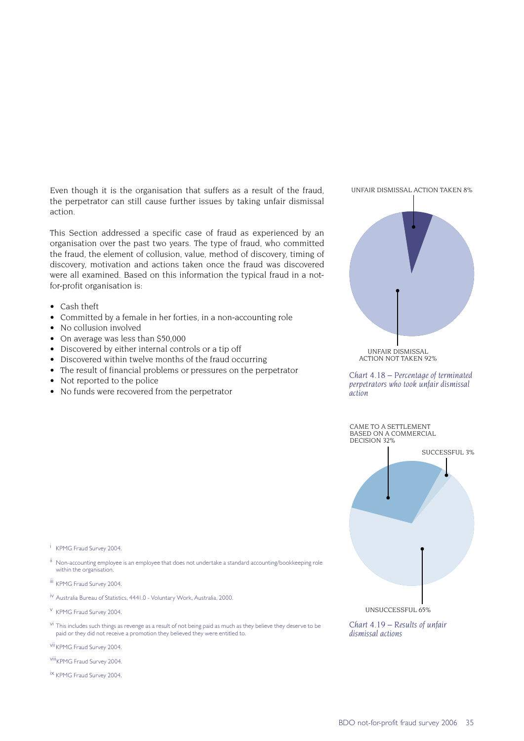Even though it is the organisation that suffers as a result of the fraud, the perpetrator can still cause further issues by taking unfair dismissal action.

This Section addressed a specific case of fraud as experienced by an organisation over the past two years. The type of fraud, who committed the fraud, the element of collusion, value, method of discovery, timing of discovery, motivation and actions taken once the fraud was discovered were all examined. Based on this information the typical fraud in a not-for-profit organisation is:

- Cash theft
- Committed by a female in her forties, in a non-accounting role
- No collusion involved
- On average was less than $50,000
- Discovered by either internal controls or a tip off
- Discovered within twelve months of the fraud occurring
- The result of financial problems or pressures on the perpetrator
- Not reported to the police
- No funds were recovered from the perpetrator

UNFAIR DISMISSAL ACTION TAKEN 8%

UNFAIR DISMISSAL ACTION NOT TAKEN 92%

*Chart 4.18 – Percentage of terminated perpetrators who took unfair dismissal action*

CAME TO A SETTLEMENT BASED ON A COMMERCIAL DECISION 32%

SUCCESSFUL 3%

UNSUCCESSFUL 65%

*Chart 4.19 – Results of unfair dismissal actions*

[i] KPMG Fraud Survey 2004.

[ii] Non-accounting employee is an employee that does not undertake a standard accounting/bookkeeping role within the organisation.

[iii] KPMG Fraud Survey 2004.

[iv] Australia Bureau of Statistics, 4441.0 - Voluntary Work, Australia, 2000.

[v] KPMG Fraud Survey 2004.

[vi] This includes such things as revenge as a result of not being paid as much as they believe they deserve to be paid or they did not receive a promotion they believed they were entitled to.

[vii] KPMG Fraud Survey 2004.

[viii] KPMG Fraud Survey 2004.

[ix] KPMG Fraud Survey 2004.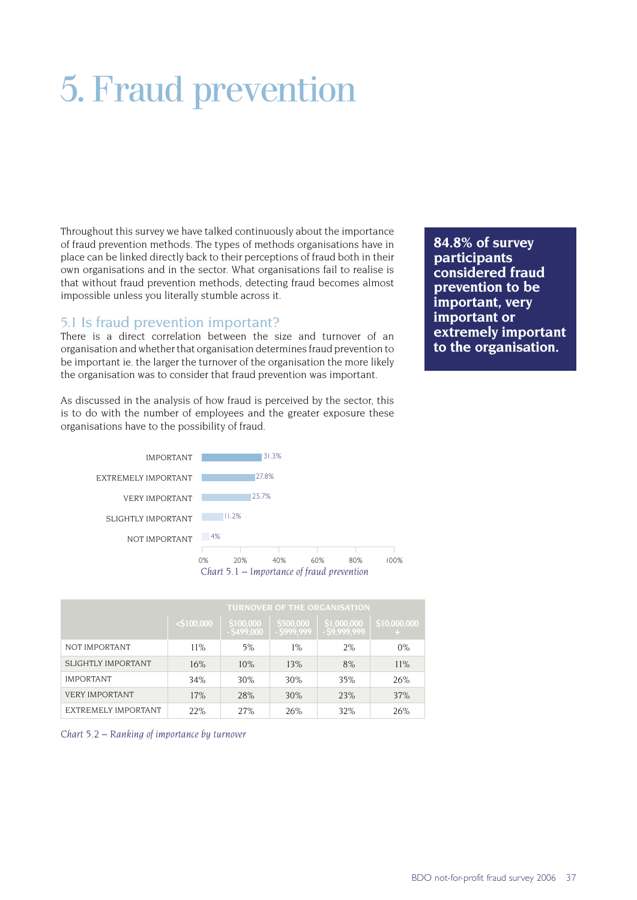# 5. Fraud prevention

Throughout this survey we have talked continuously about the importance of fraud prevention methods. The types of methods organisations have in place can be linked directly back to their perceptions of fraud both in their own organisations and in the sector. What organisations fail to realise is that without fraud prevention methods, detecting fraud becomes almost impossible unless you literally stumble across it.

**84.8% of survey participants considered fraud prevention to be important, very important or extremely important to the organisation.**

## 5.1 Is fraud prevention important?

There is a direct correlation between the size and turnover of an organisation and whether that organisation determines fraud prevention to be important ie. the larger the turnover of the organisation the more likely the organisation was to consider that fraud prevention was important.

As discussed in the analysis of how fraud is perceived by the sector, this is to do with the number of employees and the greater exposure these organisations have to the possibility of fraud.

| Importance | Percentage |
|---|---|
| IMPORTANT | 31.3% |
| EXTREMELY IMPORTANT | 27.8% |
| VERY IMPORTANT | 25.7% |
| SLIGHTLY IMPORTANT | 11.2% |
| NOT IMPORTANT | 4% |

*Chart 5.1 – Importance of fraud prevention*

| | TURNOVER OF THE ORGANISATION | | | | |
|---|---|---|---|---|---|
| | <$100,000 | $100,000 - $499,000 | $500,000 - $999,999 | $1,000,000 - $9,999,999 | $10,000,000 + |
| NOT IMPORTANT | 11% | 5% | 1% | 2% | 0% |
| SLIGHTLY IMPORTANT | 16% | 10% | 13% | 8% | 11% |
| IMPORTANT | 34% | 30% | 30% | 35% | 26% |
| VERY IMPORTANT | 17% | 28% | 30% | 23% | 37% |
| EXTREMELY IMPORTANT | 22% | 27% | 26% | 32% | 26% |

*Chart 5.2 – Ranking of importance by turnover*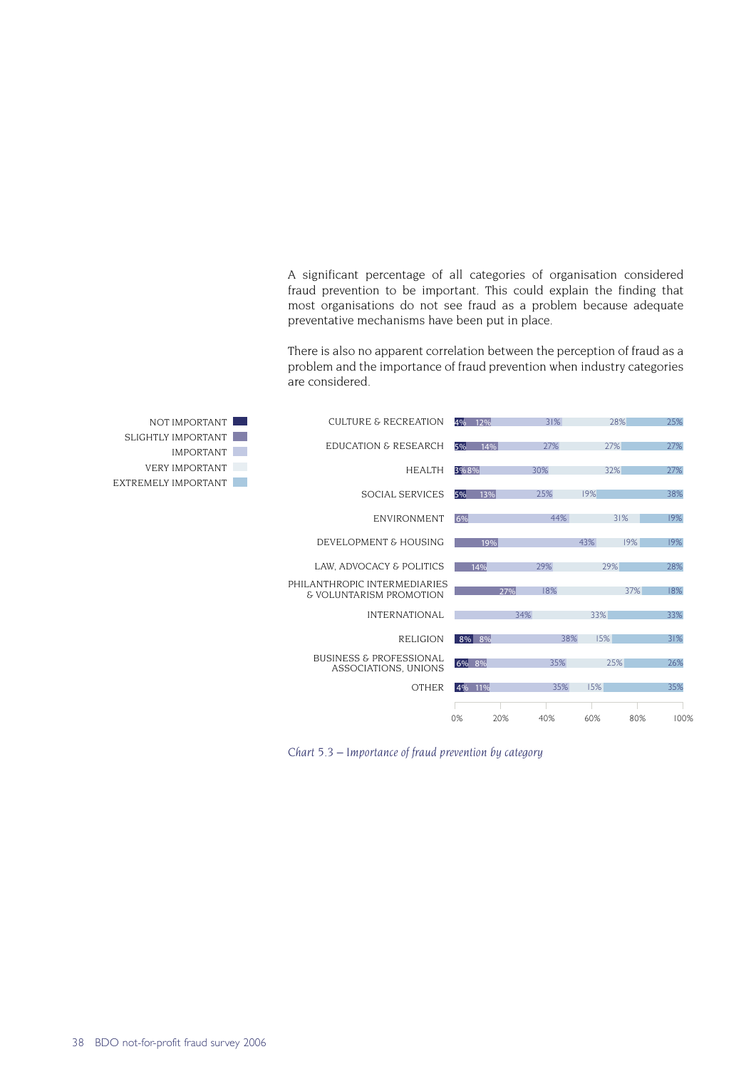A significant percentage of all categories of organisation considered fraud prevention to be important. This could explain the finding that most organisations do not see fraud as a problem because adequate preventative mechanisms have been put in place.

There is also no apparent correlation between the perception of fraud as a problem and the importance of fraud prevention when industry categories are considered.

| Category | Not important | Slightly important | Important | Very important | Extremely important |
|---|---|---|---|---|---|
| Culture & Recreation | 4% | 12% | 31% | 28% | 25% |
| Education & Research | 5% | 14% | 27% | 27% | 27% |
| Health | 3% | 8% | 30% | 32% | 27% |
| Social Services | 5% | 13% | 25% | 19% | 38% |
| Environment | | 6% | 44% | 31% | 19% |
| Development & Housing | | 19% | 43% | 19% | 19% |
| Law, Advocacy & Politics | | 14% | 29% | 29% | 28% |
| Philanthropic Intermediaries & Voluntarism Promotion | | 27% | 18% | 37% | 18% |
| International | | | 34% | 33% | 33% |
| Religion | 8% | 8% | 38% | 15% | 31% |
| Business & Professional Associations, Unions | 6% | 8% | 35% | 25% | 26% |
| Other | 4% | 11% | 35% | 15% | 35% |

*Chart 5.3 – Importance of fraud prevention by category*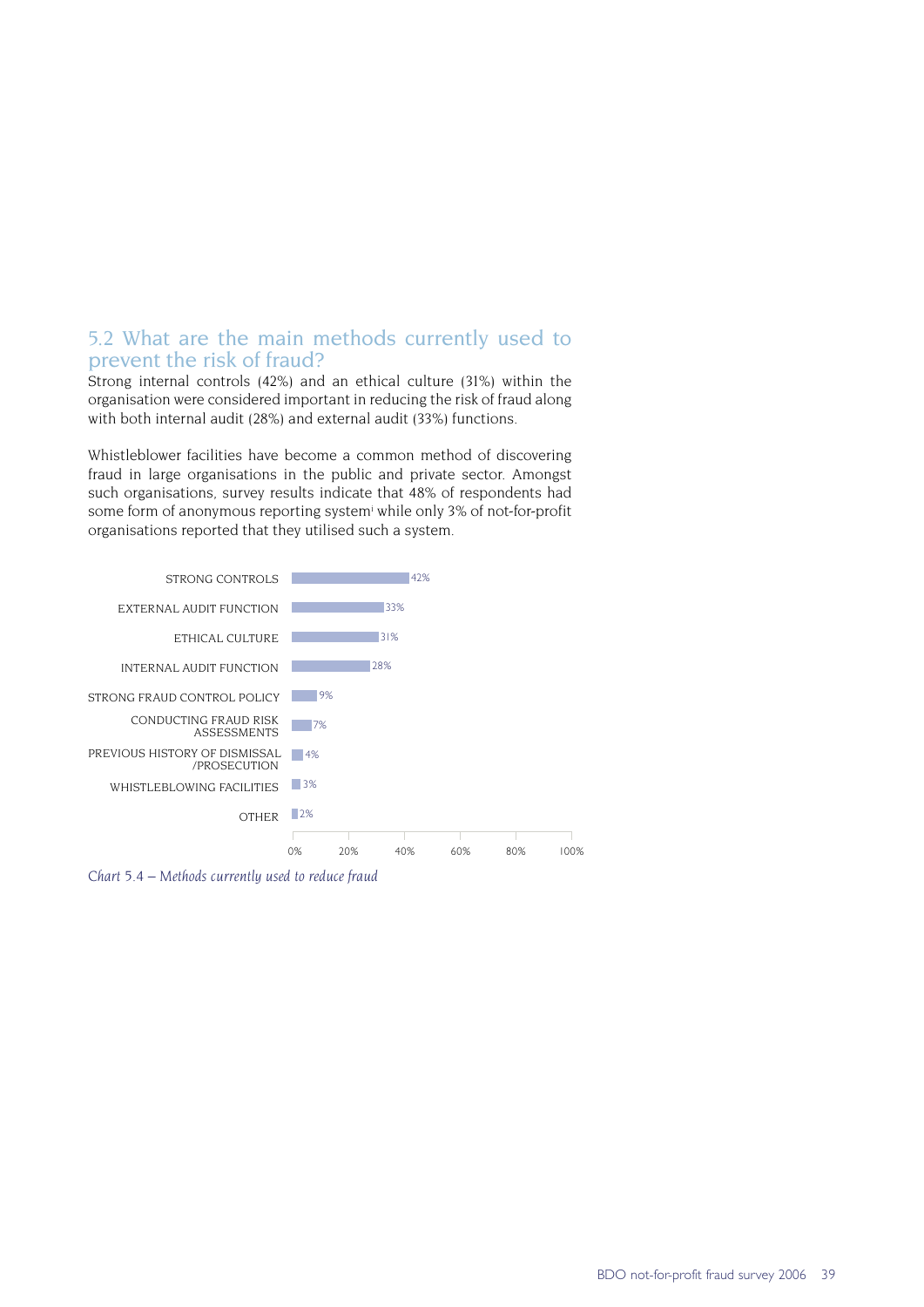## 5.2 What are the main methods currently used to prevent the risk of fraud?

Strong internal controls (42%) and an ethical culture (31%) within the organisation were considered important in reducing the risk of fraud along with both internal audit (28%) and external audit (33%) functions.

Whistleblower facilities have become a common method of discovering fraud in large organisations in the public and private sector. Amongst such organisations, survey results indicate that 48% of respondents had some form of anonymous reporting system[i] while only 3% of not-for-profit organisations reported that they utilised such a system.

| Method | % |
|---|---|
| STRONG CONTROLS | 42% |
| EXTERNAL AUDIT FUNCTION | 33% |
| ETHICAL CULTURE | 31% |
| INTERNAL AUDIT FUNCTION | 28% |
| STRONG FRAUD CONTROL POLICY | 9% |
| CONDUCTING FRAUD RISK ASSESSMENTS | 7% |
| PREVIOUS HISTORY OF DISMISSAL /PROSECUTION | 4% |
| WHISTLEBLOWING FACILITIES | 3% |
| OTHER | 2% |

*Chart 5.4 – Methods currently used to reduce fraud*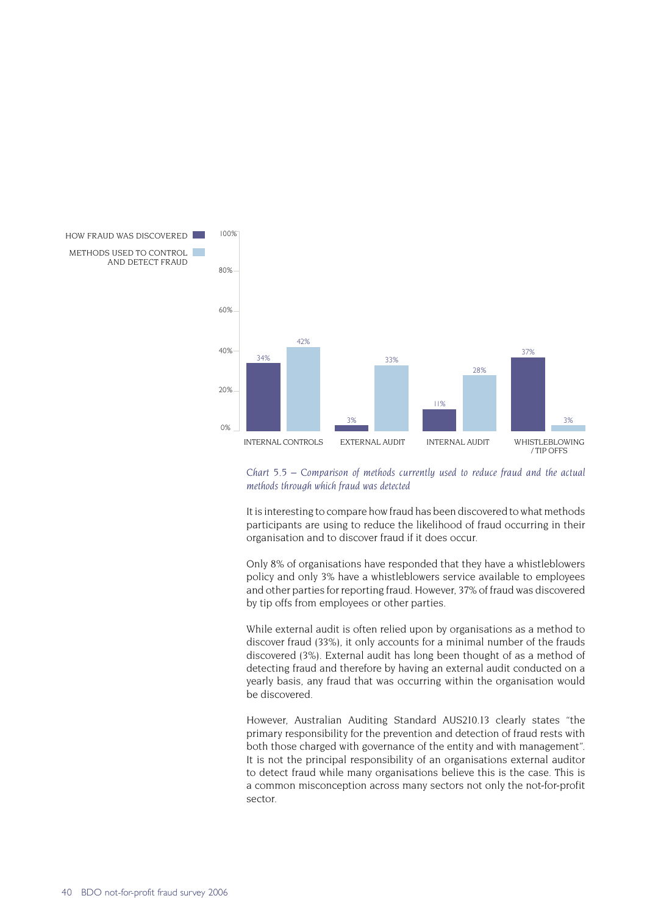| | How fraud was discovered | Methods used to control and detect fraud |
|---|---|---|
| Internal controls | 34% | 42% |
| External audit | 3% | 33% |
| Internal audit | 11% | 28% |
| Whistleblowing / tip offs | 37% | 3% |

*Chart 5.5 – Comparison of methods currently used to reduce fraud and the actual methods through which fraud was detected*

It is interesting to compare how fraud has been discovered to what methods participants are using to reduce the likelihood of fraud occurring in their organisation and to discover fraud if it does occur.

Only 8% of organisations have responded that they have a whistleblowers policy and only 3% have a whistleblowers service available to employees and other parties for reporting fraud. However, 37% of fraud was discovered by tip offs from employees or other parties.

While external audit is often relied upon by organisations as a method to discover fraud (33%), it only accounts for a minimal number of the frauds discovered (3%). External audit has long been thought of as a method of detecting fraud and therefore by having an external audit conducted on a yearly basis, any fraud that was occurring within the organisation would be discovered.

However, Australian Auditing Standard AUS210.13 clearly states "the primary responsibility for the prevention and detection of fraud rests with both those charged with governance of the entity and with management". It is not the principal responsibility of an organisations external auditor to detect fraud while many organisations believe this is the case. This is a common misconception across many sectors not only the not-for-profit sector.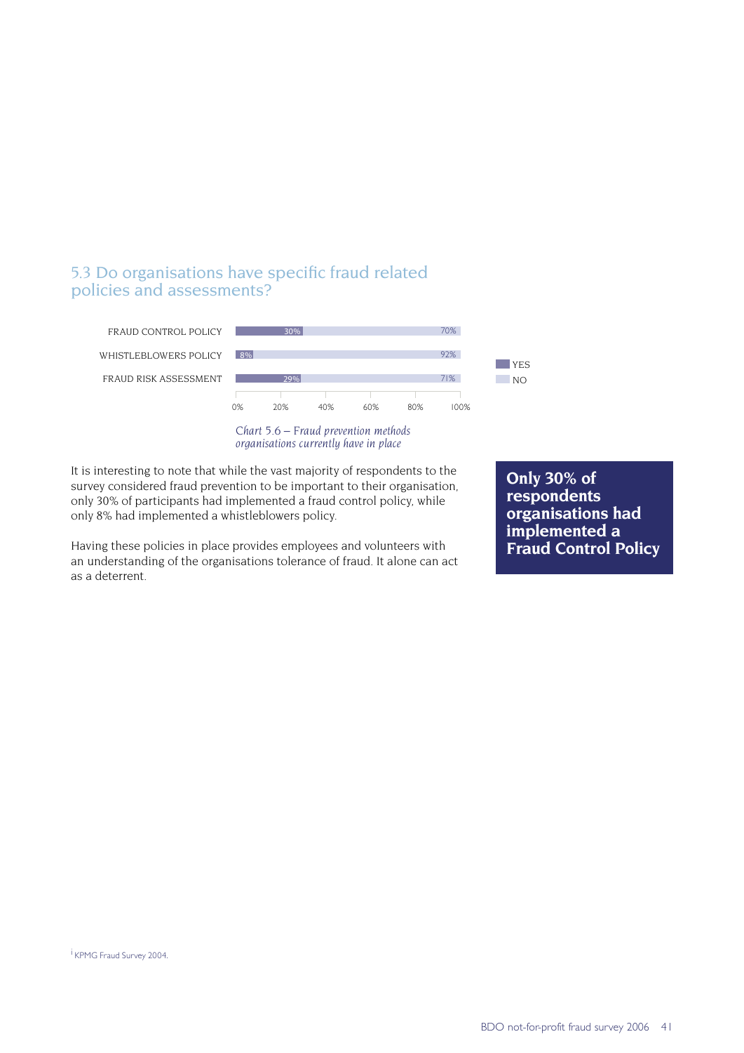## 5.3 Do organisations have specific fraud related policies and assessments?

| | YES | NO |
|---|---|---|
| FRAUD CONTROL POLICY | 30% | 70% |
| WHISTLEBLOWERS POLICY | 8% | 92% |
| FRAUD RISK ASSESSMENT | 29% | 71% |

*Chart 5.6 – Fraud prevention methods organisations currently have in place*

It is interesting to note that while the vast majority of respondents to the survey considered fraud prevention to be important to their organisation, only 30% of participants had implemented a fraud control policy, while only 8% had implemented a whistleblowers policy.

Having these policies in place provides employees and volunteers with an understanding of the organisations tolerance of fraud. It alone can act as a deterrent.

**Only 30% of respondents organisations had implemented a Fraud Control Policy**

[i] KPMG Fraud Survey 2004.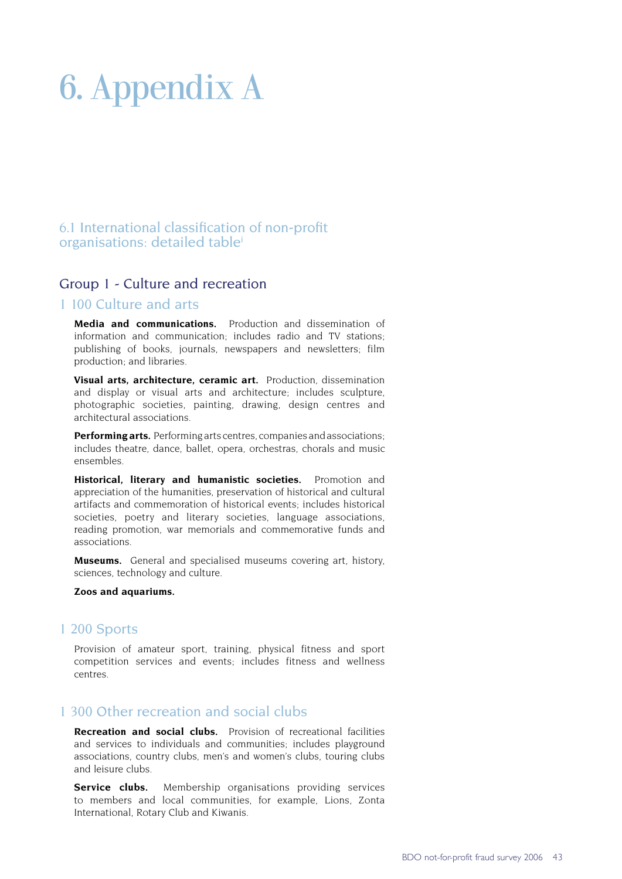# 6. Appendix A

## 6.1 International classification of non-profit organisations: detailed table[i]

### Group 1 - Culture and recreation

#### 1 100 Culture and arts

**Media and communications.** Production and dissemination of information and communication; includes radio and TV stations; publishing of books, journals, newspapers and newsletters; film production; and libraries.

**Visual arts, architecture, ceramic art.** Production, dissemination and display or visual arts and architecture; includes sculpture, photographic societies, painting, drawing, design centres and architectural associations.

**Performing arts.** Performing arts centres, companies and associations; includes theatre, dance, ballet, opera, orchestras, chorals and music ensembles.

**Historical, literary and humanistic societies.** Promotion and appreciation of the humanities, preservation of historical and cultural artifacts and commemoration of historical events; includes historical societies, poetry and literary societies, language associations, reading promotion, war memorials and commemorative funds and associations.

**Museums.** General and specialised museums covering art, history, sciences, technology and culture.

**Zoos and aquariums.**

#### 1 200 Sports

Provision of amateur sport, training, physical fitness and sport competition services and events; includes fitness and wellness centres.

#### 1 300 Other recreation and social clubs

**Recreation and social clubs.** Provision of recreational facilities and services to individuals and communities; includes playground associations, country clubs, men's and women's clubs, touring clubs and leisure clubs.

**Service clubs.** Membership organisations providing services to members and local communities, for example, Lions, Zonta International, Rotary Club and Kiwanis.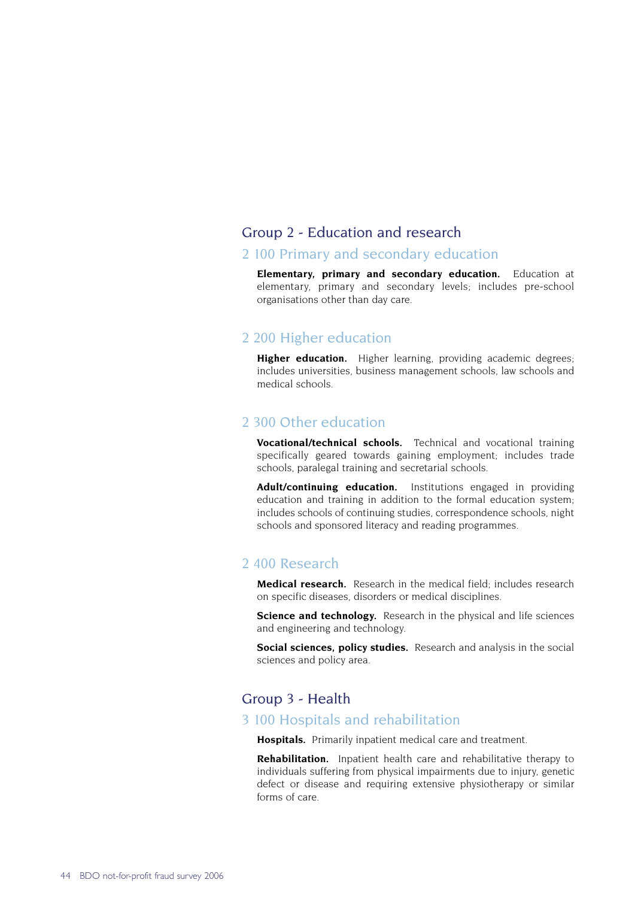## Group 2 - Education and research

### 2 100 Primary and secondary education

**Elementary, primary and secondary education.** Education at elementary, primary and secondary levels; includes pre-school organisations other than day care.

### 2 200 Higher education

**Higher education.** Higher learning, providing academic degrees; includes universities, business management schools, law schools and medical schools.

### 2 300 Other education

**Vocational/technical schools.** Technical and vocational training specifically geared towards gaining employment; includes trade schools, paralegal training and secretarial schools.

**Adult/continuing education.** Institutions engaged in providing education and training in addition to the formal education system; includes schools of continuing studies, correspondence schools, night schools and sponsored literacy and reading programmes.

### 2 400 Research

**Medical research.** Research in the medical field; includes research on specific diseases, disorders or medical disciplines.

**Science and technology.** Research in the physical and life sciences and engineering and technology.

**Social sciences, policy studies.** Research and analysis in the social sciences and policy area.

## Group 3 - Health

### 3 100 Hospitals and rehabilitation

**Hospitals.** Primarily inpatient medical care and treatment.

**Rehabilitation.** Inpatient health care and rehabilitative therapy to individuals suffering from physical impairments due to injury, genetic defect or disease and requiring extensive physiotherapy or similar forms of care.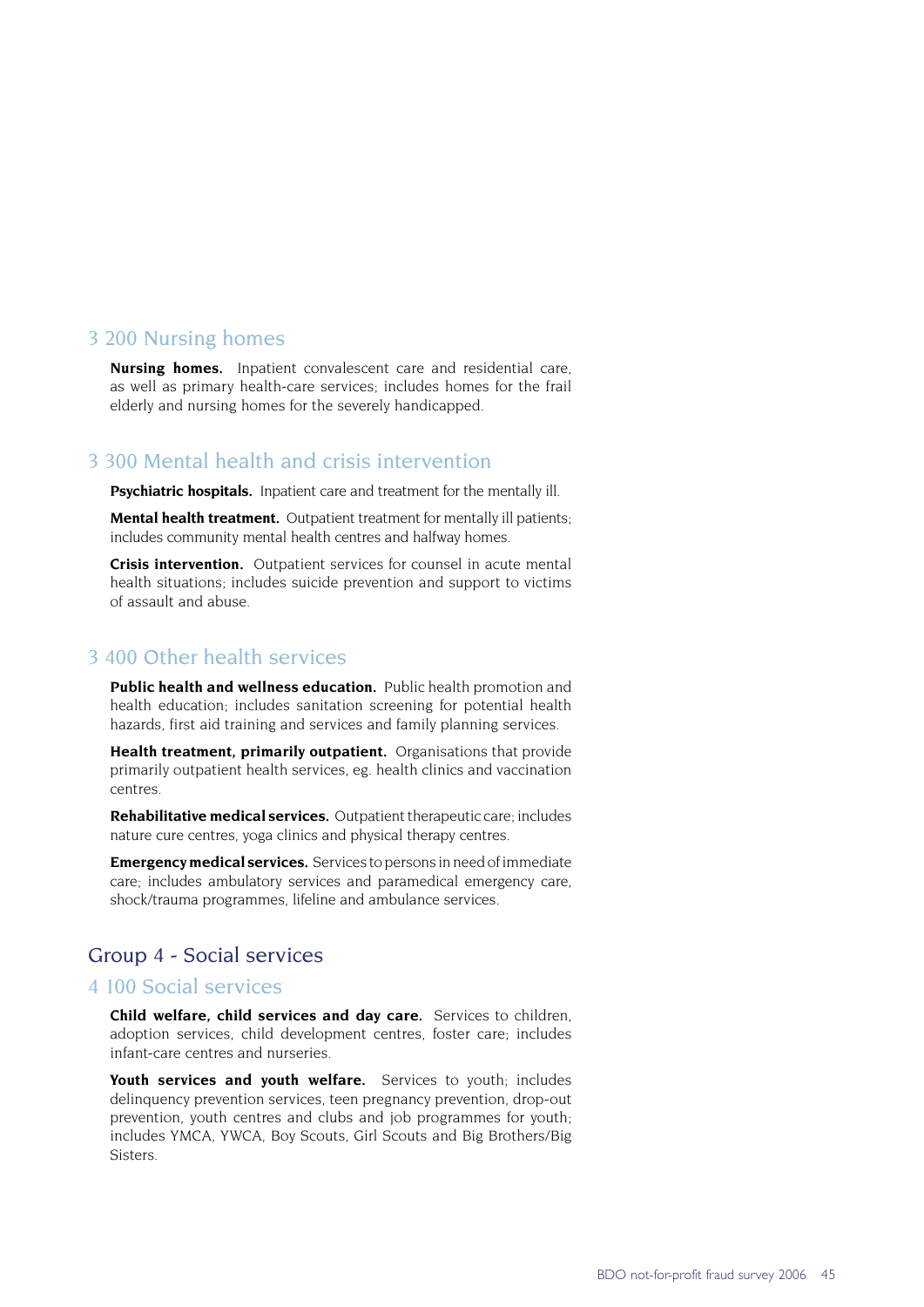### 3 200 Nursing homes

**Nursing homes.** Inpatient convalescent care and residential care, as well as primary health-care services; includes homes for the frail elderly and nursing homes for the severely handicapped.

### 3 300 Mental health and crisis intervention

**Psychiatric hospitals.** Inpatient care and treatment for the mentally ill.

**Mental health treatment.** Outpatient treatment for mentally ill patients; includes community mental health centres and halfway homes.

**Crisis intervention.** Outpatient services for counsel in acute mental health situations; includes suicide prevention and support to victims of assault and abuse.

### 3 400 Other health services

**Public health and wellness education.** Public health promotion and health education; includes sanitation screening for potential health hazards, first aid training and services and family planning services.

**Health treatment, primarily outpatient.** Organisations that provide primarily outpatient health services, eg. health clinics and vaccination centres.

**Rehabilitative medical services.** Outpatient therapeutic care; includes nature cure centres, yoga clinics and physical therapy centres.

**Emergency medical services.** Services to persons in need of immediate care; includes ambulatory services and paramedical emergency care, shock/trauma programmes, lifeline and ambulance services.

## Group 4 - Social services

### 4 100 Social services

**Child welfare, child services and day care.** Services to children, adoption services, child development centres, foster care; includes infant-care centres and nurseries.

**Youth services and youth welfare.** Services to youth; includes delinquency prevention services, teen pregnancy prevention, drop-out prevention, youth centres and clubs and job programmes for youth; includes YMCA, YWCA, Boy Scouts, Girl Scouts and Big Brothers/Big Sisters.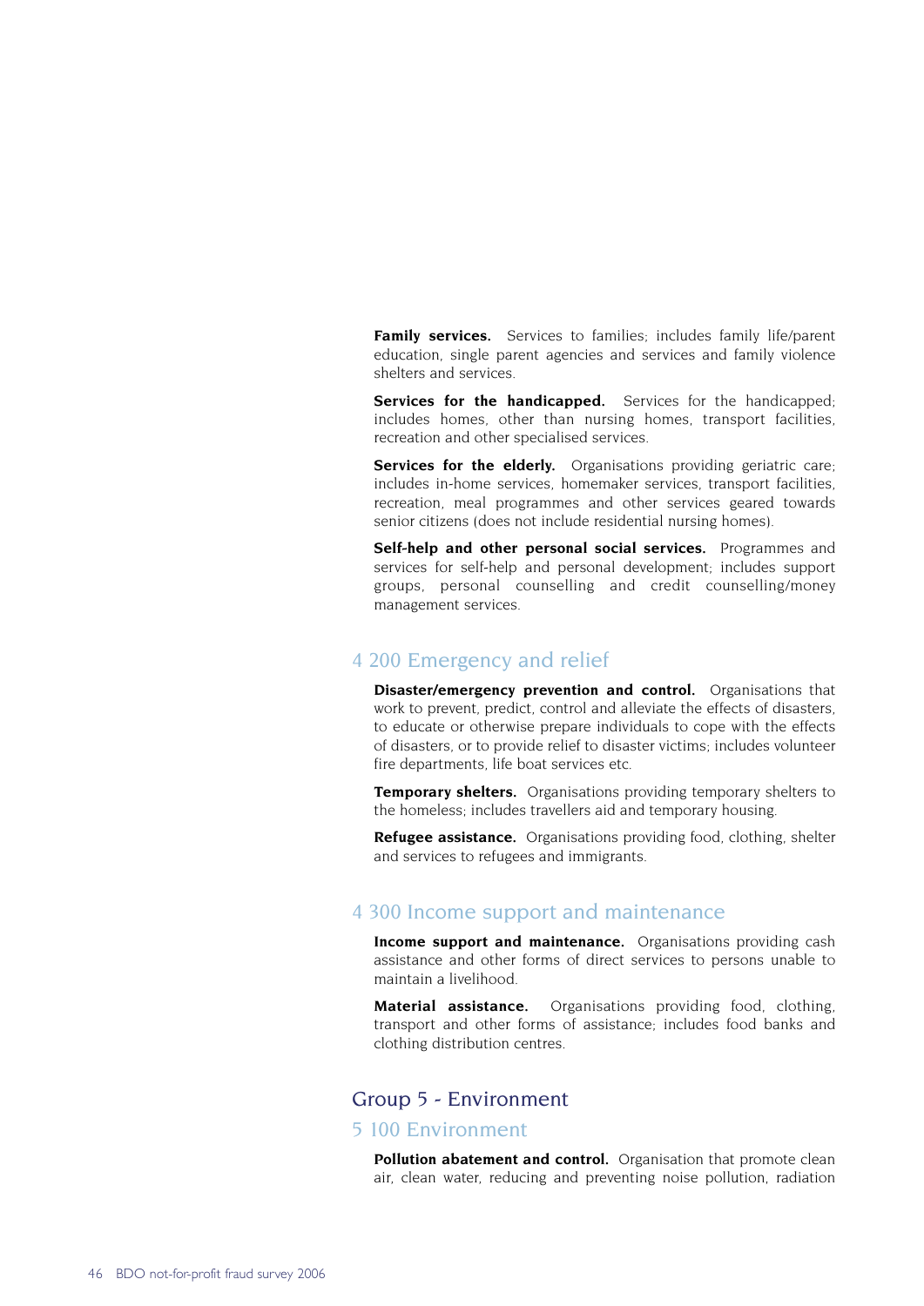**Family services.** Services to families; includes family life/parent education, single parent agencies and services and family violence shelters and services.

**Services for the handicapped.** Services for the handicapped; includes homes, other than nursing homes, transport facilities, recreation and other specialised services.

**Services for the elderly.** Organisations providing geriatric care; includes in-home services, homemaker services, transport facilities, recreation, meal programmes and other services geared towards senior citizens (does not include residential nursing homes).

**Self-help and other personal social services.** Programmes and services for self-help and personal development; includes support groups, personal counselling and credit counselling/money management services.

### 4 200 Emergency and relief

**Disaster/emergency prevention and control.** Organisations that work to prevent, predict, control and alleviate the effects of disasters, to educate or otherwise prepare individuals to cope with the effects of disasters, or to provide relief to disaster victims; includes volunteer fire departments, life boat services etc.

**Temporary shelters.** Organisations providing temporary shelters to the homeless; includes travellers aid and temporary housing.

**Refugee assistance.** Organisations providing food, clothing, shelter and services to refugees and immigrants.

### 4 300 Income support and maintenance

**Income support and maintenance.** Organisations providing cash assistance and other forms of direct services to persons unable to maintain a livelihood.

**Material assistance.** Organisations providing food, clothing, transport and other forms of assistance; includes food banks and clothing distribution centres.

## Group 5 - Environment

### 5 100 Environment

**Pollution abatement and control.** Organisation that promote clean air, clean water, reducing and preventing noise pollution, radiation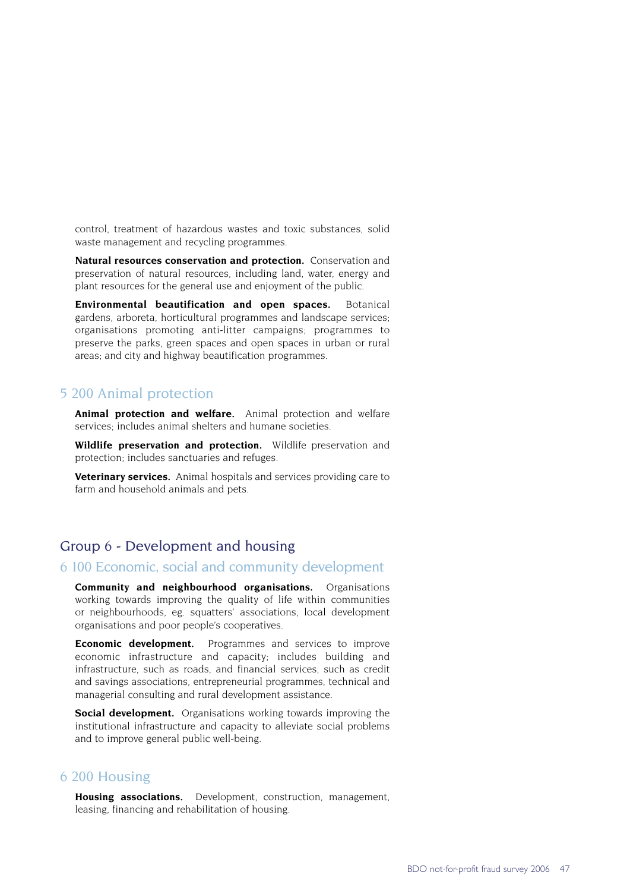control, treatment of hazardous wastes and toxic substances, solid waste management and recycling programmes.

**Natural resources conservation and protection.** Conservation and preservation of natural resources, including land, water, energy and plant resources for the general use and enjoyment of the public.

**Environmental beautification and open spaces.** Botanical gardens, arboreta, horticultural programmes and landscape services; organisations promoting anti-litter campaigns; programmes to preserve the parks, green spaces and open spaces in urban or rural areas; and city and highway beautification programmes.

### 5 200 Animal protection

**Animal protection and welfare.** Animal protection and welfare services; includes animal shelters and humane societies.

**Wildlife preservation and protection.** Wildlife preservation and protection; includes sanctuaries and refuges.

**Veterinary services.** Animal hospitals and services providing care to farm and household animals and pets.

## Group 6 - Development and housing

### 6 100 Economic, social and community development

**Community and neighbourhood organisations.** Organisations working towards improving the quality of life within communities or neighbourhoods, eg. squatters' associations, local development organisations and poor people's cooperatives.

**Economic development.** Programmes and services to improve economic infrastructure and capacity; includes building and infrastructure, such as roads, and financial services, such as credit and savings associations, entrepreneurial programmes, technical and managerial consulting and rural development assistance.

**Social development.** Organisations working towards improving the institutional infrastructure and capacity to alleviate social problems and to improve general public well-being.

### 6 200 Housing

**Housing associations.** Development, construction, management, leasing, financing and rehabilitation of housing.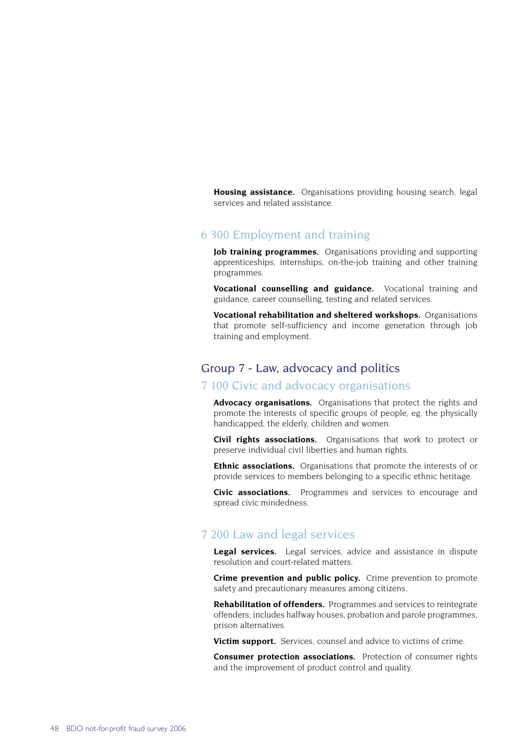**Housing assistance.** Organisations providing housing search, legal services and related assistance.

### 6 300 Employment and training

**Job training programmes.** Organisations providing and supporting apprenticeships, internships, on-the-job training and other training programmes.

**Vocational counselling and guidance.** Vocational training and guidance, career counselling, testing and related services.

**Vocational rehabilitation and sheltered workshops.** Organisations that promote self-sufficiency and income generation through job training and employment.

## Group 7 - Law, advocacy and politics

### 7 100 Civic and advocacy organisations

**Advocacy organisations.** Organisations that protect the rights and promote the interests of specific groups of people, eg. the physically handicapped, the elderly, children and women.

**Civil rights associations.** Organisations that work to protect or preserve individual civil liberties and human rights.

**Ethnic associations.** Organisations that promote the interests of or provide services to members belonging to a specific ethnic heritage.

**Civic associations.** Programmes and services to encourage and spread civic mindedness.

### 7 200 Law and legal services

**Legal services.** Legal services, advice and assistance in dispute resolution and court-related matters.

**Crime prevention and public policy.** Crime prevention to promote safety and precautionary measures among citizens.

**Rehabilitation of offenders.** Programmes and services to reintegrate offenders; includes halfway houses, probation and parole programmes, prison alternatives.

**Victim support.** Services, counsel and advice to victims of crime.

**Consumer protection associations.** Protection of consumer rights and the improvement of product control and quality.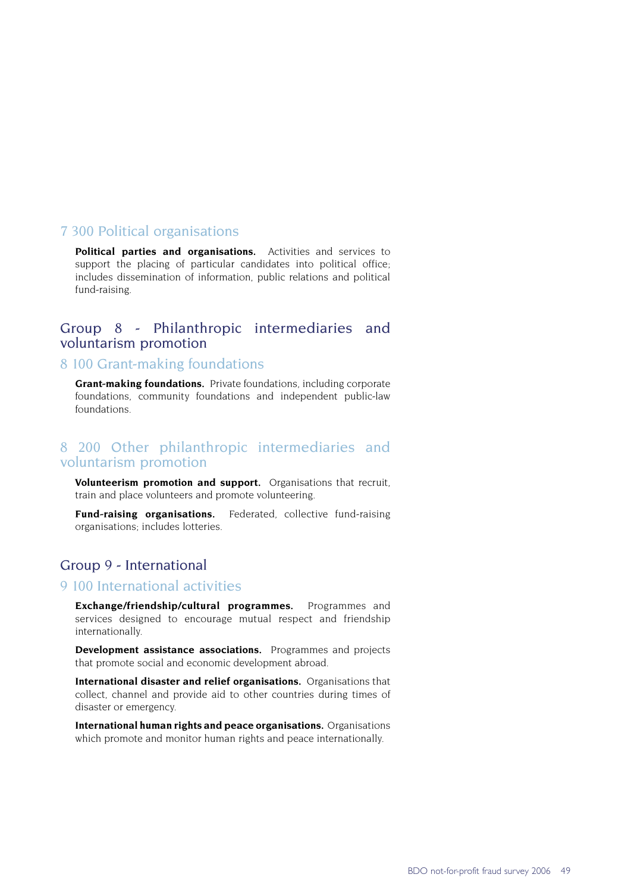### 7 300 Political organisations

**Political parties and organisations.** Activities and services to support the placing of particular candidates into political office; includes dissemination of information, public relations and political fund-raising.

## Group 8 - Philanthropic intermediaries and voluntarism promotion

### 8 100 Grant-making foundations

**Grant-making foundations.** Private foundations, including corporate foundations, community foundations and independent public-law foundations.

### 8 200 Other philanthropic intermediaries and voluntarism promotion

**Volunteerism promotion and support.** Organisations that recruit, train and place volunteers and promote volunteering.

**Fund-raising organisations.** Federated, collective fund-raising organisations; includes lotteries.

## Group 9 - International

### 9 100 International activities

**Exchange/friendship/cultural programmes.** Programmes and services designed to encourage mutual respect and friendship internationally.

**Development assistance associations.** Programmes and projects that promote social and economic development abroad.

**International disaster and relief organisations.** Organisations that collect, channel and provide aid to other countries during times of disaster or emergency.

**International human rights and peace organisations.** Organisations which promote and monitor human rights and peace internationally.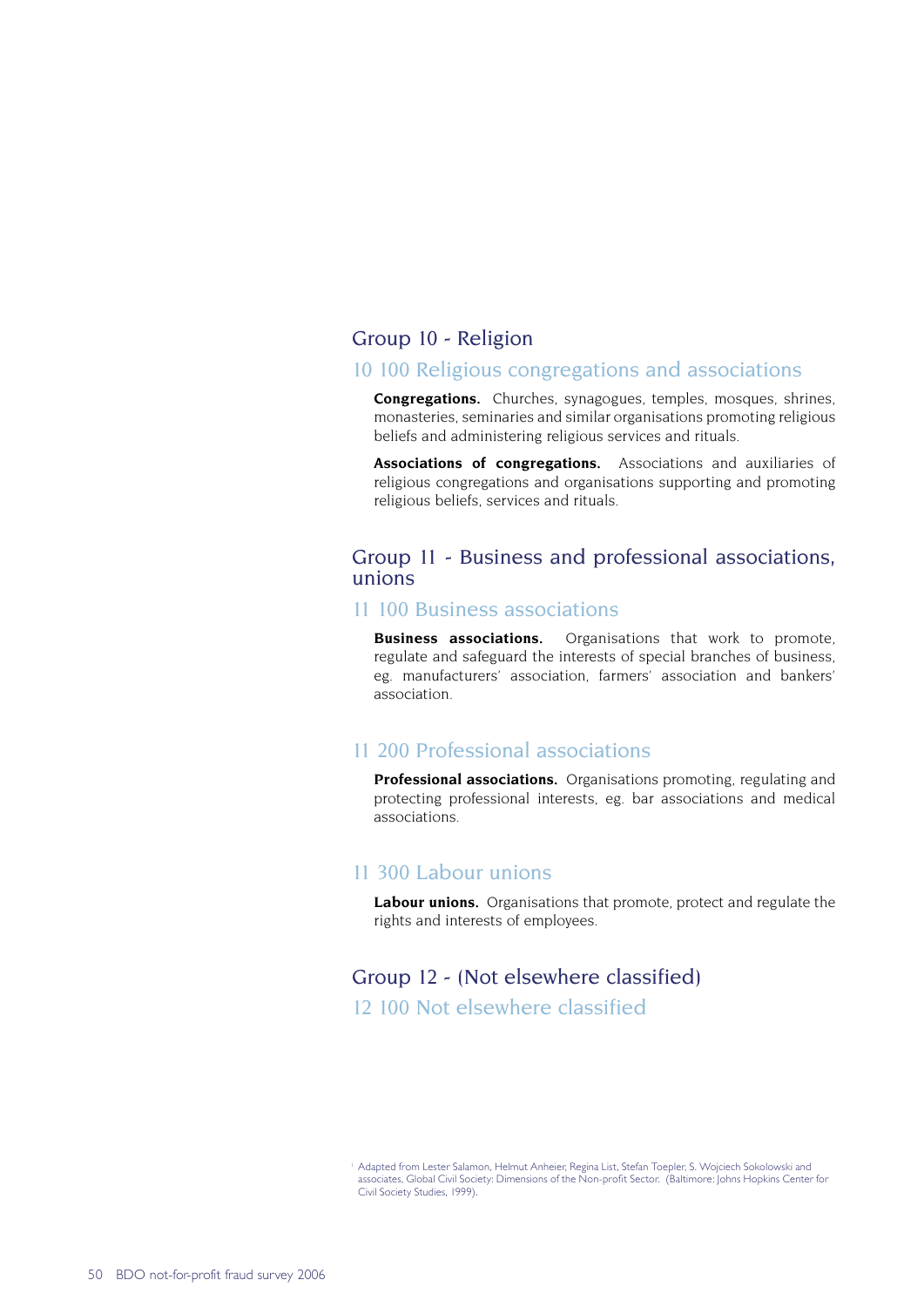## Group 10 - Religion

### 10 100 Religious congregations and associations

**Congregations.** Churches, synagogues, temples, mosques, shrines, monasteries, seminaries and similar organisations promoting religious beliefs and administering religious services and rituals.

**Associations of congregations.** Associations and auxiliaries of religious congregations and organisations supporting and promoting religious beliefs, services and rituals.

## Group 11 - Business and professional associations, unions

### 11 100 Business associations

**Business associations.** Organisations that work to promote, regulate and safeguard the interests of special branches of business, eg. manufacturers' association, farmers' association and bankers' association.

### 11 200 Professional associations

**Professional associations.** Organisations promoting, regulating and protecting professional interests, eg. bar associations and medical associations.

### 11 300 Labour unions

**Labour unions.** Organisations that promote, protect and regulate the rights and interests of employees.

## Group 12 - (Not elsewhere classified)

### 12 100 Not elsewhere classified

[1] Adapted from Lester Salamon, Helmut Anheier, Regina List, Stefan Toepler, S. Wojciech Sokolowski and associates, Global Civil Society: Dimensions of the Non-profit Sector. (Baltimore: Johns Hopkins Center for Civil Society Studies, 1999).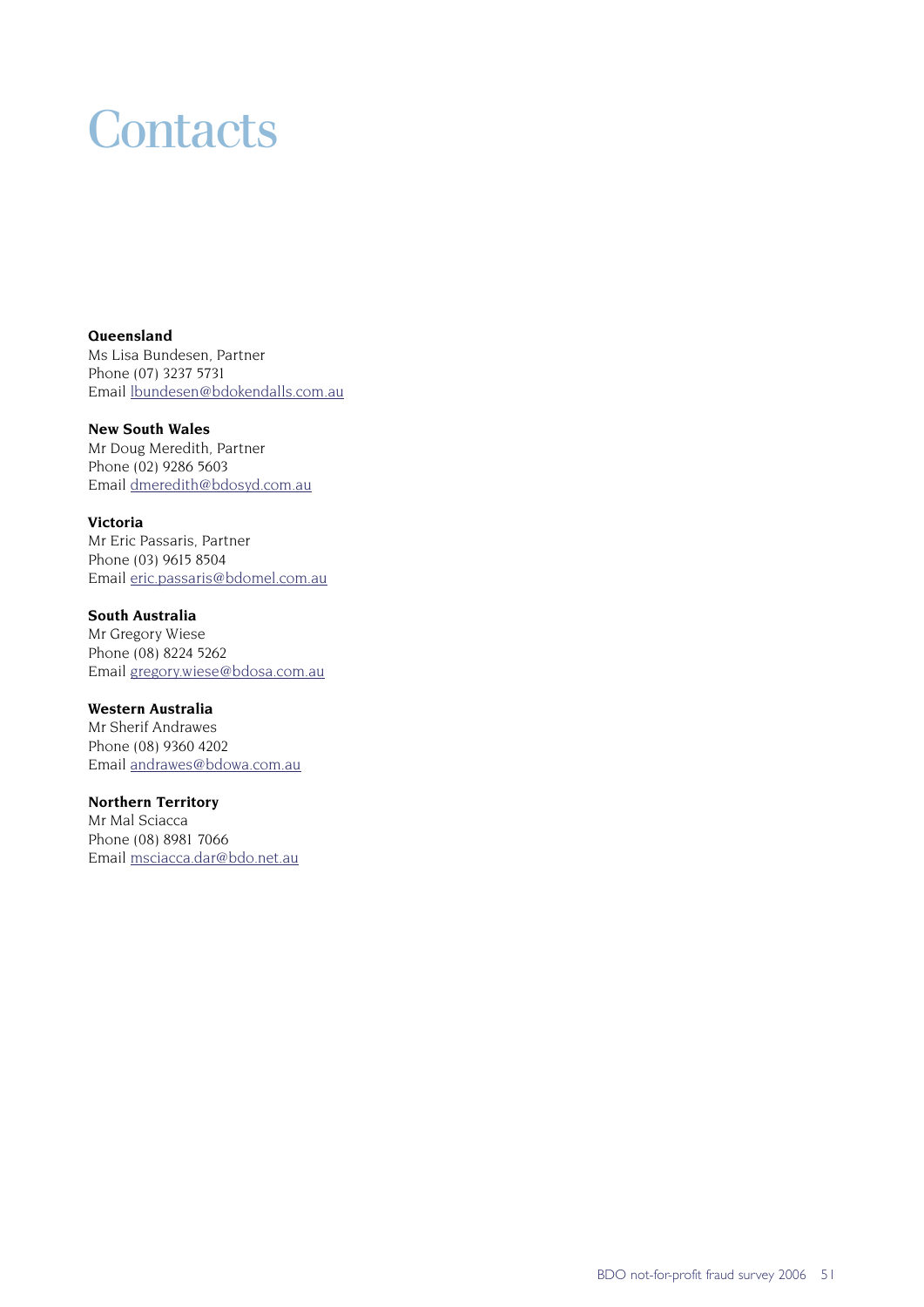# Contacts

**Queensland**
Ms Lisa Bundesen, Partner
Phone (07) 3237 5731
Email lbundesen@bdokendalls.com.au

**New South Wales**
Mr Doug Meredith, Partner
Phone (02) 9286 5603
Email dmeredith@bdosyd.com.au

**Victoria**
Mr Eric Passaris, Partner
Phone (03) 9615 8504
Email eric.passaris@bdomel.com.au

**South Australia**
Mr Gregory Wiese
Phone (08) 8224 5262
Email gregory.wiese@bdosa.com.au

**Western Australia**
Mr Sherif Andrawes
Phone (08) 9360 4202
Email andrawes@bdowa.com.au

**Northern Territory**
Mr Mal Sciacca
Phone (08) 8981 7066
Email msciacca.dar@bdo.net.au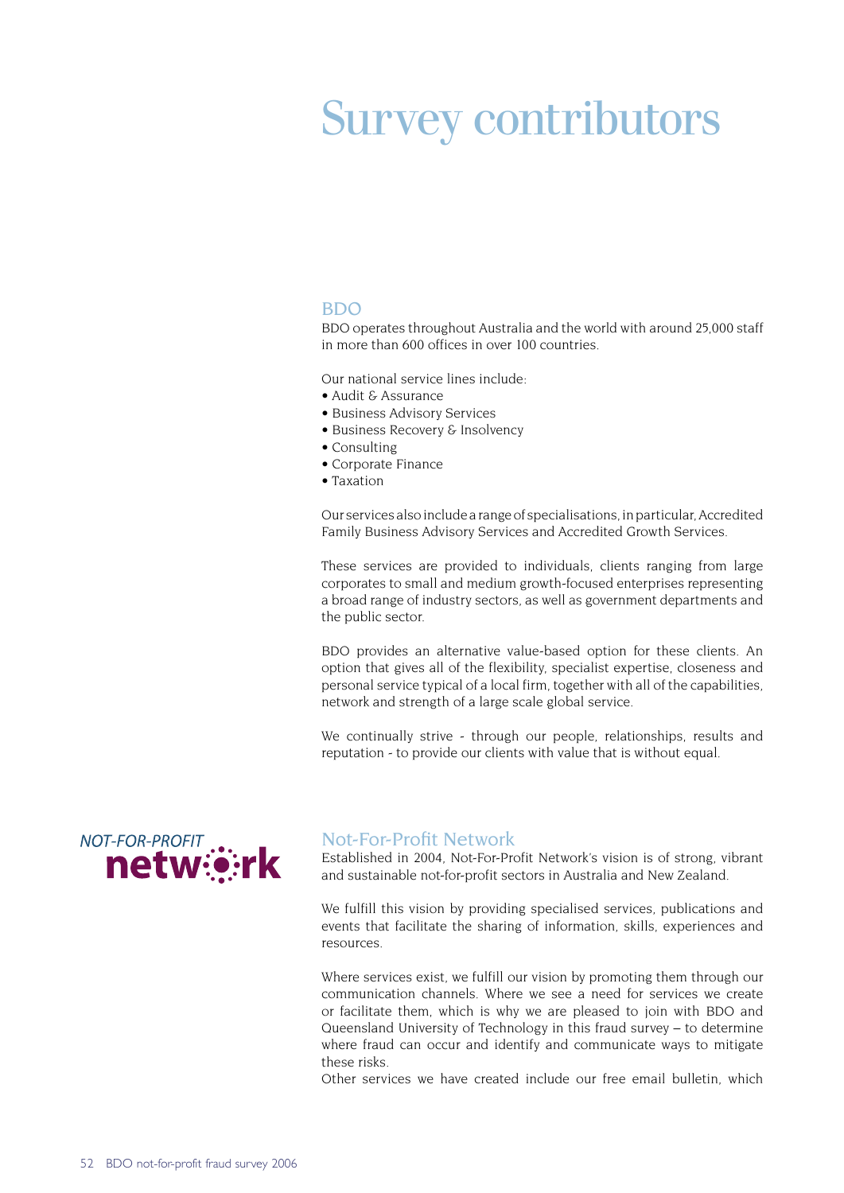# Survey contributors

## BDO

BDO operates throughout Australia and the world with around 25,000 staff in more than 600 offices in over 100 countries.

Our national service lines include:

- Audit & Assurance
- Business Advisory Services
- Business Recovery & Insolvency
- Consulting
- Corporate Finance
- Taxation

Our services also include a range of specialisations, in particular, Accredited Family Business Advisory Services and Accredited Growth Services.

These services are provided to individuals, clients ranging from large corporates to small and medium growth-focused enterprises representing a broad range of industry sectors, as well as government departments and the public sector.

BDO provides an alternative value-based option for these clients. An option that gives all of the flexibility, specialist expertise, closeness and personal service typical of a local firm, together with all of the capabilities, network and strength of a large scale global service.

We continually strive - through our people, relationships, results and reputation - to provide our clients with value that is without equal.

NOT-FOR-PROFIT network

## Not-For-Profit Network

Established in 2004, Not-For-Profit Network's vision is of strong, vibrant and sustainable not-for-profit sectors in Australia and New Zealand.

We fulfill this vision by providing specialised services, publications and events that facilitate the sharing of information, skills, experiences and resources.

Where services exist, we fulfill our vision by promoting them through our communication channels. Where we see a need for services we create or facilitate them, which is why we are pleased to join with BDO and Queensland University of Technology in this fraud survey – to determine where fraud can occur and identify and communicate ways to mitigate these risks.

Other services we have created include our free email bulletin, which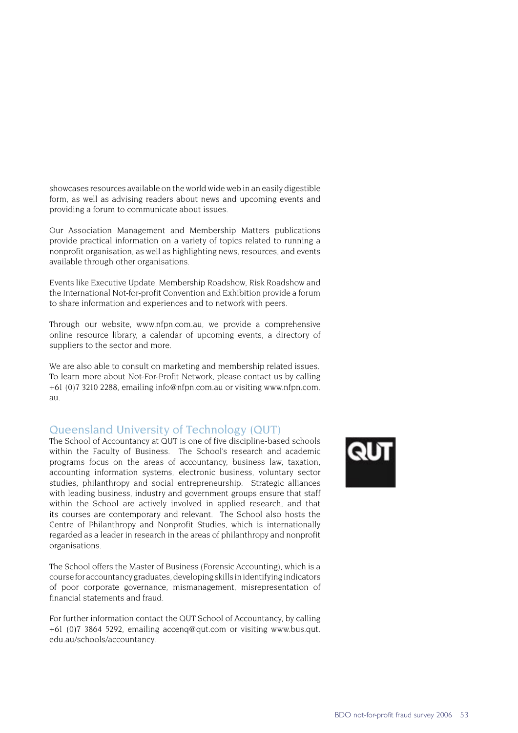showcases resources available on the world wide web in an easily digestible form, as well as advising readers about news and upcoming events and providing a forum to communicate about issues.

Our Association Management and Membership Matters publications provide practical information on a variety of topics related to running a nonprofit organisation, as well as highlighting news, resources, and events available through other organisations.

Events like Executive Update, Membership Roadshow, Risk Roadshow and the International Not-for-profit Convention and Exhibition provide a forum to share information and experiences and to network with peers.

Through our website, www.nfpn.com.au, we provide a comprehensive online resource library, a calendar of upcoming events, a directory of suppliers to the sector and more.

We are also able to consult on marketing and membership related issues. To learn more about Not-For-Profit Network, please contact us by calling +61 (0)7 3210 2288, emailing info@nfpn.com.au or visiting www.nfpn.com.au.

## Queensland University of Technology (QUT)

The School of Accountancy at QUT is one of five discipline-based schools within the Faculty of Business. The School's research and academic programs focus on the areas of accountancy, business law, taxation, accounting information systems, electronic business, voluntary sector studies, philanthropy and social entrepreneurship. Strategic alliances with leading business, industry and government groups ensure that staff within the School are actively involved in applied research, and that its courses are contemporary and relevant. The School also hosts the Centre of Philanthropy and Nonprofit Studies, which is internationally regarded as a leader in research in the areas of philanthropy and nonprofit organisations.

The School offers the Master of Business (Forensic Accounting), which is a course for accountancy graduates, developing skills in identifying indicators of poor corporate governance, mismanagement, misrepresentation of financial statements and fraud.

For further information contact the QUT School of Accountancy, by calling +61 (0)7 3864 5292, emailing accenq@qut.com or visiting www.bus.qut.edu.au/schools/accountancy.